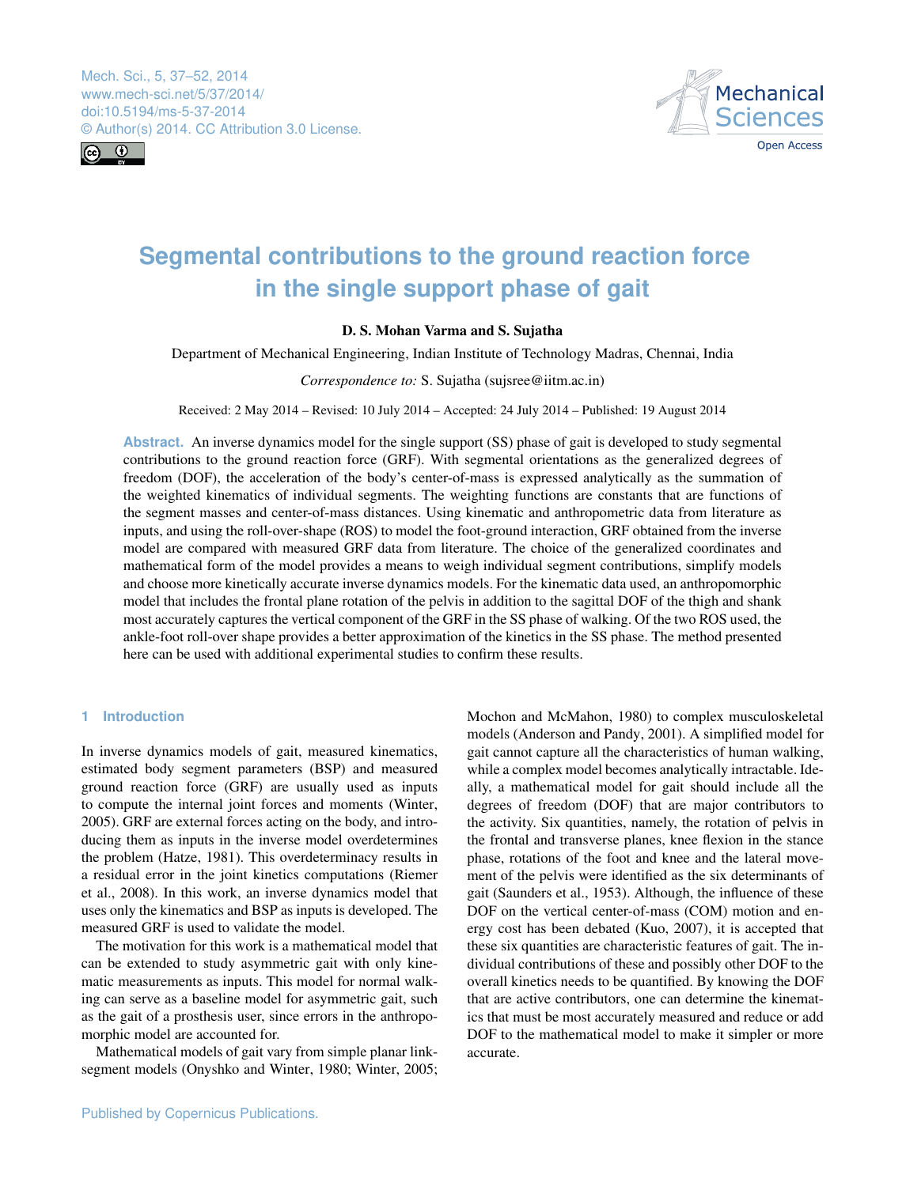# Segmental contributions to the ground reaction force in the single support phase of gait

**D. S. Mohan Varma and S. Sujatha**

Department of Mechanical Engineering, Indian Institute of Technology Madras, Chennai, India

*Correspondence to:* S. Sujatha (sujsree@iitm.ac.in)

Received: 2 May 2014 – Revised: 10 July 2014 – Accepted: 24 July 2014 – Published: 19 August 2014

**Abstract.** An inverse dynamics model for the single support (SS) phase of gait is developed to study segmental contributions to the ground reaction force (GRF). With segmental orientations as the generalized degrees of freedom (DOF), the acceleration of the body's center-of-mass is expressed analytically as the summation of the weighted kinematics of individual segments. The weighting functions are constants that are functions of the segment masses and center-of-mass distances. Using kinematic and anthropometric data from literature as inputs, and using the roll-over-shape (ROS) to model the foot-ground interaction, GRF obtained from the inverse model are compared with measured GRF data from literature. The choice of the generalized coordinates and mathematical form of the model provides a means to weigh individual segment contributions, simplify models and choose more kinetically accurate inverse dynamics models. For the kinematic data used, an anthropomorphic model that includes the frontal plane rotation of the pelvis in addition to the sagittal DOF of the thigh and shank most accurately captures the vertical component of the GRF in the SS phase of walking. Of the two ROS used, the ankle-foot roll-over shape provides a better approximation of the kinetics in the SS phase. The method presented here can be used with additional experimental studies to confirm these results.

## 1 Introduction

In inverse dynamics models of gait, measured kinematics, estimated body segment parameters (BSP) and measured ground reaction force (GRF) are usually used as inputs to compute the internal joint forces and moments (Winter, 2005). GRF are external forces acting on the body, and introducing them as inputs in the inverse model overdetermines the problem (Hatze, 1981). This overdeterminacy results in a residual error in the joint kinetics computations (Riemer et al., 2008). In this work, an inverse dynamics model that uses only the kinematics and BSP as inputs is developed. The measured GRF is used to validate the model.

The motivation for this work is a mathematical model that can be extended to study asymmetric gait with only kinematic measurements as inputs. This model for normal walking can serve as a baseline model for asymmetric gait, such as the gait of a prosthesis user, since errors in the anthropomorphic model are accounted for.

Mathematical models of gait vary from simple planar link-segment models (Onyshko and Winter, 1980; Winter, 2005; Mochon and McMahon, 1980) to complex musculoskeletal models (Anderson and Pandy, 2001). A simplified model for gait cannot capture all the characteristics of human walking, while a complex model becomes analytically intractable. Ideally, a mathematical model for gait should include all the degrees of freedom (DOF) that are major contributors to the activity. Six quantities, namely, the rotation of pelvis in the frontal and transverse planes, knee flexion in the stance phase, rotations of the foot and knee and the lateral movement of the pelvis were identified as the six determinants of gait (Saunders et al., 1953). Although, the influence of these DOF on the vertical center-of-mass (COM) motion and energy cost has been debated (Kuo, 2007), it is accepted that these six quantities are characteristic features of gait. The individual contributions of these and possibly other DOF to the overall kinetics needs to be quantified. By knowing the DOF that are active contributors, one can determine the kinematics that must be most accurately measured and reduce or add DOF to the mathematical model to make it simpler or more accurate.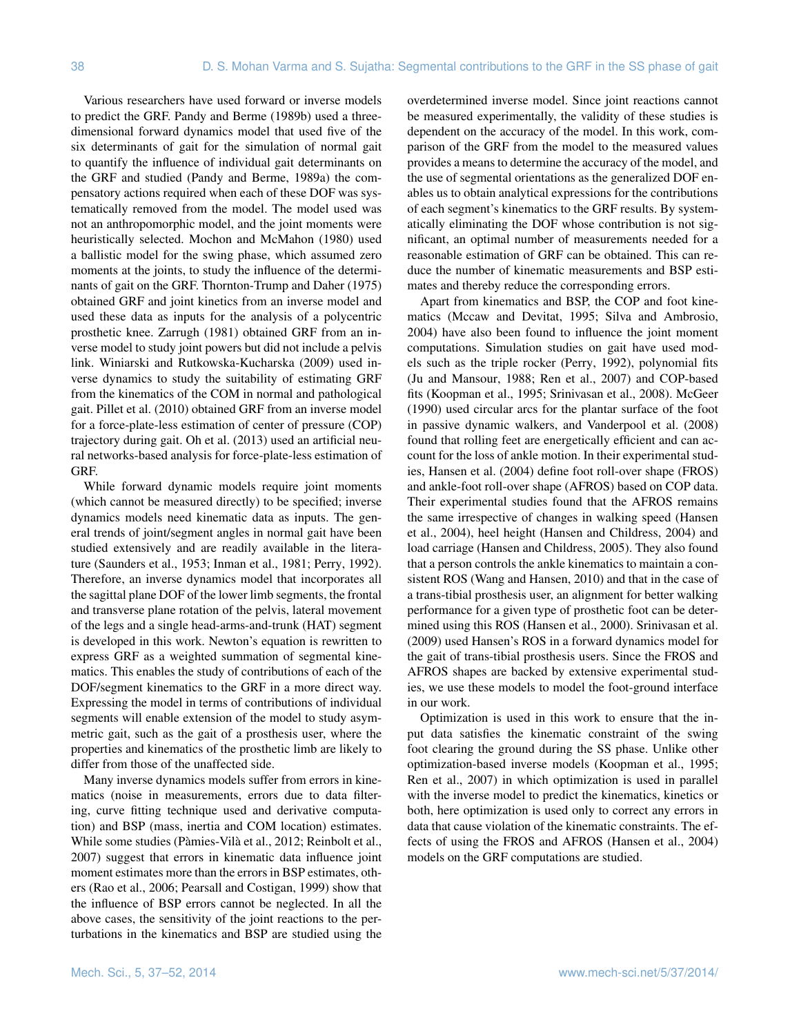Various researchers have used forward or inverse models to predict the GRF. Pandy and Berme (1989b) used a three-dimensional forward dynamics model that used five of the six determinants of gait for the simulation of normal gait to quantify the influence of individual gait determinants on the GRF and studied (Pandy and Berme, 1989a) the compensatory actions required when each of these DOF was systematically removed from the model. The model used was not an anthropomorphic model, and the joint moments were heuristically selected. Mochon and McMahon (1980) used a ballistic model for the swing phase, which assumed zero moments at the joints, to study the influence of the determinants of gait on the GRF. Thornton-Trump and Daher (1975) obtained GRF and joint kinetics from an inverse model and used these data as inputs for the analysis of a polycentric prosthetic knee. Zarrugh (1981) obtained GRF from an inverse model to study joint powers but did not include a pelvis link. Winiarski and Rutkowska-Kucharska (2009) used inverse dynamics to study the suitability of estimating GRF from the kinematics of the COM in normal and pathological gait. Pillet et al. (2010) obtained GRF from an inverse model for a force-plate-less estimation of center of pressure (COP) trajectory during gait. Oh et al. (2013) used an artificial neural networks-based analysis for force-plate-less estimation of GRF.

While forward dynamic models require joint moments (which cannot be measured directly) to be specified; inverse dynamics models need kinematic data as inputs. The general trends of joint/segment angles in normal gait have been studied extensively and are readily available in the literature (Saunders et al., 1953; Inman et al., 1981; Perry, 1992). Therefore, an inverse dynamics model that incorporates all the sagittal plane DOF of the lower limb segments, the frontal and transverse plane rotation of the pelvis, lateral movement of the legs and a single head-arms-and-trunk (HAT) segment is developed in this work. Newton's equation is rewritten to express GRF as a weighted summation of segmental kinematics. This enables the study of contributions of each of the DOF/segment kinematics to the GRF in a more direct way. Expressing the model in terms of contributions of individual segments will enable extension of the model to study asymmetric gait, such as the gait of a prosthesis user, where the properties and kinematics of the prosthetic limb are likely to differ from those of the unaffected side.

Many inverse dynamics models suffer from errors in kinematics (noise in measurements, errors due to data filtering, curve fitting technique used and derivative computation) and BSP (mass, inertia and COM location) estimates. While some studies (Pàmies-Vilà et al., 2012; Reinbolt et al., 2007) suggest that errors in kinematic data influence joint moment estimates more than the errors in BSP estimates, others (Rao et al., 2006; Pearsall and Costigan, 1999) show that the influence of BSP errors cannot be neglected. In all the above cases, the sensitivity of the joint reactions to the perturbations in the kinematics and BSP are studied using the overdetermined inverse model. Since joint reactions cannot be measured experimentally, the validity of these studies is dependent on the accuracy of the model. In this work, comparison of the GRF from the model to the measured values provides a means to determine the accuracy of the model, and the use of segmental orientations as the generalized DOF enables us to obtain analytical expressions for the contributions of each segment's kinematics to the GRF results. By systematically eliminating the DOF whose contribution is not significant, an optimal number of measurements needed for a reasonable estimation of GRF can be obtained. This can reduce the number of kinematic measurements and BSP estimates and thereby reduce the corresponding errors.

Apart from kinematics and BSP, the COP and foot kinematics (Mccaw and Devitat, 1995; Silva and Ambrosio, 2004) have also been found to influence the joint moment computations. Simulation studies on gait have used models such as the triple rocker (Perry, 1992), polynomial fits (Ju and Mansour, 1988; Ren et al., 2007) and COP-based fits (Koopman et al., 1995; Srinivasan et al., 2008). McGeer (1990) used circular arcs for the plantar surface of the foot in passive dynamic walkers, and Vanderpool et al. (2008) found that rolling feet are energetically efficient and can account for the loss of ankle motion. In their experimental studies, Hansen et al. (2004) define foot roll-over shape (FROS) and ankle-foot roll-over shape (AFROS) based on COP data. Their experimental studies found that the AFROS remains the same irrespective of changes in walking speed (Hansen et al., 2004), heel height (Hansen and Childress, 2004) and load carriage (Hansen and Childress, 2005). They also found that a person controls the ankle kinematics to maintain a consistent ROS (Wang and Hansen, 2010) and that in the case of a trans-tibial prosthesis user, an alignment for better walking performance for a given type of prosthetic foot can be determined using this ROS (Hansen et al., 2000). Srinivasan et al. (2009) used Hansen's ROS in a forward dynamics model for the gait of trans-tibial prosthesis users. Since the FROS and AFROS shapes are backed by extensive experimental studies, we use these models to model the foot-ground interface in our work.

Optimization is used in this work to ensure that the input data satisfies the kinematic constraint of the swing foot clearing the ground during the SS phase. Unlike other optimization-based inverse models (Koopman et al., 1995; Ren et al., 2007) in which optimization is used in parallel with the inverse model to predict the kinematics, kinetics or both, here optimization is used only to correct any errors in data that cause violation of the kinematic constraints. The effects of using the FROS and AFROS (Hansen et al., 2004) models on the GRF computations are studied.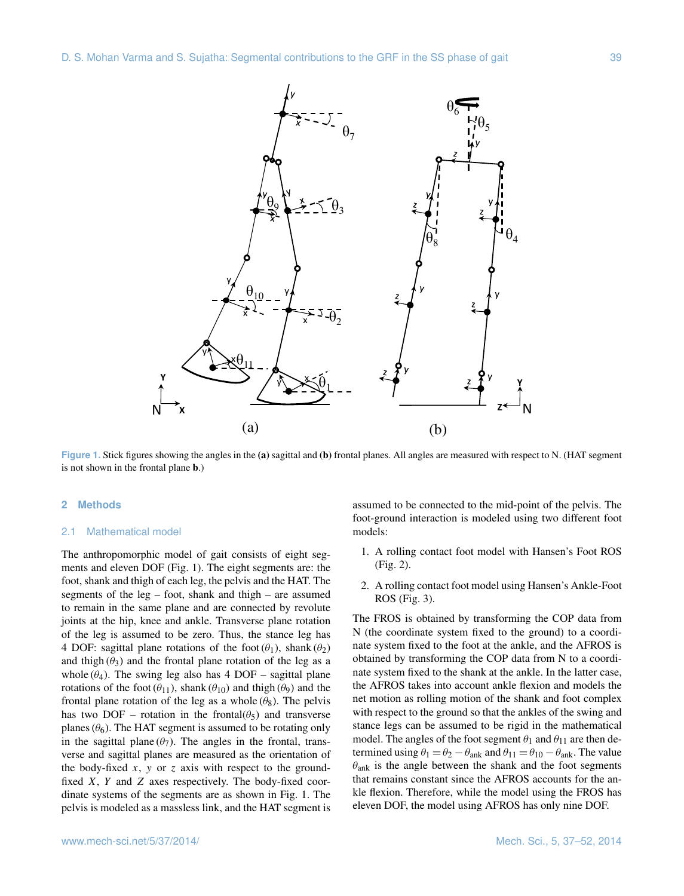Figure 1. Stick figures showing the angles in the **(a)** sagittal and **(b)** frontal planes. All angles are measured with respect to N. (HAT segment is not shown in the frontal plane **b**.)

## 2 Methods

### 2.1 Mathematical model

The anthropomorphic model of gait consists of eight segments and eleven DOF (Fig. 1). The eight segments are: the foot, shank and thigh of each leg, the pelvis and the HAT. The segments of the leg – foot, shank and thigh – are assumed to remain in the same plane and are connected by revolute joints at the hip, knee and ankle. Transverse plane rotation of the leg is assumed to be zero. Thus, the stance leg has 4 DOF: sagittal plane rotations of the foot ($\theta_1$), shank ($\theta_2$) and thigh ($\theta_3$) and the frontal plane rotation of the leg as a whole ($\theta_4$). The swing leg also has 4 DOF – sagittal plane rotations of the foot ($\theta_{11}$), shank ($\theta_{10}$) and thigh ($\theta_9$) and the frontal plane rotation of the leg as a whole ($\theta_8$). The pelvis has two DOF – rotation in the frontal($\theta_5$) and transverse planes ($\theta_6$). The HAT segment is assumed to be rotating only in the sagittal plane ($\theta_7$). The angles in the frontal, transverse and sagittal planes are measured as the orientation of the body-fixed $x$, $y$ or $z$ axis with respect to the ground-fixed $X$, $Y$ and $Z$ axes respectively. The body-fixed coordinate systems of the segments are as shown in Fig. 1. The pelvis is modeled as a massless link, and the HAT segment is assumed to be connected to the mid-point of the pelvis. The foot-ground interaction is modeled using two different foot models:

1. A rolling contact foot model with Hansen's Foot ROS (Fig. 2).
2. A rolling contact foot model using Hansen's Ankle-Foot ROS (Fig. 3).

The FROS is obtained by transforming the COP data from N (the coordinate system fixed to the ground) to a coordinate system fixed to the foot at the ankle, and the AFROS is obtained by transforming the COP data from N to a coordinate system fixed to the shank at the ankle. In the latter case, the AFROS takes into account ankle flexion and models the net motion as rolling motion of the shank and foot complex with respect to the ground so that the ankles of the swing and stance legs can be assumed to be rigid in the mathematical model. The angles of the foot segment $\theta_1$ and $\theta_{11}$ are then determined using $\theta_1 = \theta_2 - \theta_{\text{ank}}$ and $\theta_{11} = \theta_{10} - \theta_{\text{ank}}$. The value $\theta_{\text{ank}}$ is the angle between the shank and the foot segments that remains constant since the AFROS accounts for the ankle flexion. Therefore, while the model using the FROS has eleven DOF, the model using AFROS has only nine DOF.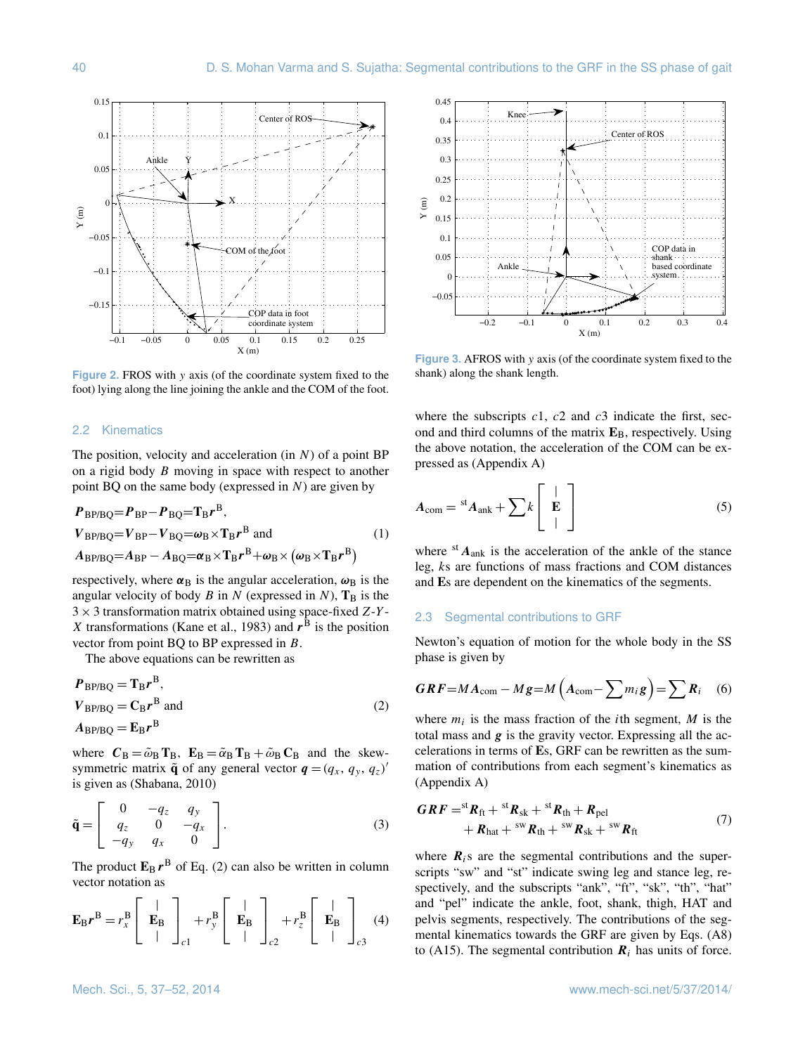Figure 2. FROS with $y$ axis (of the coordinate system fixed to the foot) lying along the line joining the ankle and the COM of the foot.

### 2.2 Kinematics

The position, velocity and acceleration (in $N$) of a point BP on a rigid body $B$ moving in space with respect to another point BQ on the same body (expressed in $N$) are given by

$$
\begin{aligned}
&\boldsymbol{P}_{\mathrm{BP/BQ}}=\boldsymbol{P}_{\mathrm{BP}}-\boldsymbol{P}_{\mathrm{BQ}}=\mathbf{T}_{\mathrm{B}}\boldsymbol{r}^{\mathrm{B}},\\
&\boldsymbol{V}_{\mathrm{BP/BQ}}=\boldsymbol{V}_{\mathrm{BP}}-\boldsymbol{V}_{\mathrm{BQ}}=\boldsymbol{\omega}_{\mathrm{B}}\times\mathbf{T}_{\mathrm{B}}\boldsymbol{r}^{\mathrm{B}} \text{ and}\\
&\boldsymbol{A}_{\mathrm{BP/BQ}}=\boldsymbol{A}_{\mathrm{BP}}-\boldsymbol{A}_{\mathrm{BQ}}=\boldsymbol{\alpha}_{\mathrm{B}}\times\mathbf{T}_{\mathrm{B}}\boldsymbol{r}^{\mathrm{B}}+\boldsymbol{\omega}_{\mathrm{B}}\times\left(\boldsymbol{\omega}_{\mathrm{B}}\times\mathbf{T}_{\mathrm{B}}\boldsymbol{r}^{\mathrm{B}}\right)
\end{aligned}
\tag{1}
$$

respectively, where $\boldsymbol{\alpha}_{\mathrm{B}}$ is the angular acceleration, $\boldsymbol{\omega}_{\mathrm{B}}$ is the angular velocity of body $B$ in $N$ (expressed in $N$), $\mathbf{T}_{\mathrm{B}}$ is the $3\times3$ transformation matrix obtained using space-fixed $Z$-$Y$-$X$ transformations (Kane et al., 1983) and $\boldsymbol{r}^{\mathrm{B}}$ is the position vector from point BQ to BP expressed in $B$.

The above equations can be rewritten as

$$
\begin{aligned}
&\boldsymbol{P}_{\mathrm{BP/BQ}}=\mathbf{T}_{\mathrm{B}}\boldsymbol{r}^{\mathrm{B}},\\
&\boldsymbol{V}_{\mathrm{BP/BQ}}=\mathbf{C}_{\mathrm{B}}\boldsymbol{r}^{\mathrm{B}} \text{ and}\\
&\boldsymbol{A}_{\mathrm{BP/BQ}}=\mathbf{E}_{\mathrm{B}}\boldsymbol{r}^{\mathrm{B}}
\end{aligned}
\tag{2}
$$

where $\boldsymbol{C}_{\mathrm{B}}=\tilde{\omega}_{\mathrm{B}}\mathbf{T}_{\mathrm{B}}$, $\mathbf{E}_{\mathrm{B}}=\tilde{\alpha}_{\mathrm{B}}\mathbf{T}_{\mathrm{B}}+\tilde{\omega}_{\mathrm{B}}\mathbf{C}_{\mathrm{B}}$ and the skew-symmetric matrix $\tilde{\mathbf{q}}$ of any general vector $\boldsymbol{q}=(q_x,\,q_y,\,q_z)'$ is given as (Shabana, 2010)

$$
\tilde{\mathbf{q}}=\begin{bmatrix} 0 & -q_z & q_y\\ q_z & 0 & -q_x\\ -q_y & q_x & 0\end{bmatrix}.
\tag{3}
$$

The product $\mathbf{E}_{\mathrm{B}}\boldsymbol{r}^{\mathrm{B}}$ of Eq. (2) can also be written in column vector notation as

$$
\mathbf{E}_{\mathrm{B}}\boldsymbol{r}^{\mathrm{B}}=r_x^{\mathrm{B}}\begin{bmatrix} | \\ \mathbf{E}_{\mathrm{B}} \\ | \end{bmatrix}_{c1}+r_y^{\mathrm{B}}\begin{bmatrix} | \\ \mathbf{E}_{\mathrm{B}} \\ | \end{bmatrix}_{c2}+r_z^{\mathrm{B}}\begin{bmatrix} | \\ \mathbf{E}_{\mathrm{B}} \\ | \end{bmatrix}_{c3}
\tag{4}
$$

Figure 3. AFROS with $y$ axis (of the coordinate system fixed to the shank) along the shank length.

where the subscripts $c1$, $c2$ and $c3$ indicate the first, second and third columns of the matrix $\mathbf{E}_{\mathrm{B}}$, respectively. Using the above notation, the acceleration of the COM can be expressed as (Appendix A)

$$
\boldsymbol{A}_{\mathrm{com}}={}^{\mathrm{st}}\boldsymbol{A}_{\mathrm{ank}}+\sum k\begin{bmatrix} | \\ \mathbf{E} \\ | \end{bmatrix}
\tag{5}
$$

where ${}^{\mathrm{st}}\boldsymbol{A}_{\mathrm{ank}}$ is the acceleration of the ankle of the stance leg, $k$s are functions of mass fractions and COM distances and $\mathbf{E}$s are dependent on the kinematics of the segments.

### 2.3 Segmental contributions to GRF

Newton's equation of motion for the whole body in the SS phase is given by

$$
\boldsymbol{GRF}=M\boldsymbol{A}_{\mathrm{com}}-M\boldsymbol{g}=M\left(\boldsymbol{A}_{\mathrm{com}}-\sum m_i\boldsymbol{g}\right)=\sum\boldsymbol{R}_i
\tag{6}
$$

where $m_i$ is the mass fraction of the $i$th segment, $M$ is the total mass and $\boldsymbol{g}$ is the gravity vector. Expressing all the accelerations in terms of $\mathbf{E}$s, GRF can be rewritten as the summation of contributions from each segment's kinematics as (Appendix A)

$$
\begin{aligned}
\boldsymbol{GRF}=&{}^{\mathrm{st}}\boldsymbol{R}_{\mathrm{ft}}+{}^{\mathrm{st}}\boldsymbol{R}_{\mathrm{sk}}+{}^{\mathrm{st}}\boldsymbol{R}_{\mathrm{th}}+\boldsymbol{R}_{\mathrm{pel}}\\
&+\boldsymbol{R}_{\mathrm{hat}}+{}^{\mathrm{sw}}\boldsymbol{R}_{\mathrm{th}}+{}^{\mathrm{sw}}\boldsymbol{R}_{\mathrm{sk}}+{}^{\mathrm{sw}}\boldsymbol{R}_{\mathrm{ft}}
\end{aligned}
\tag{7}
$$

where $\boldsymbol{R}_i$s are the segmental contributions and the superscripts "sw" and "st" indicate swing leg and stance leg, respectively, and the subscripts "ank", "ft", "sk", "th", "hat" and "pel" indicate the ankle, foot, shank, thigh, HAT and pelvis segments, respectively. The contributions of the segmental kinematics towards the GRF are given by Eqs. (A8) to (A15). The segmental contribution $\boldsymbol{R}_i$ has units of force.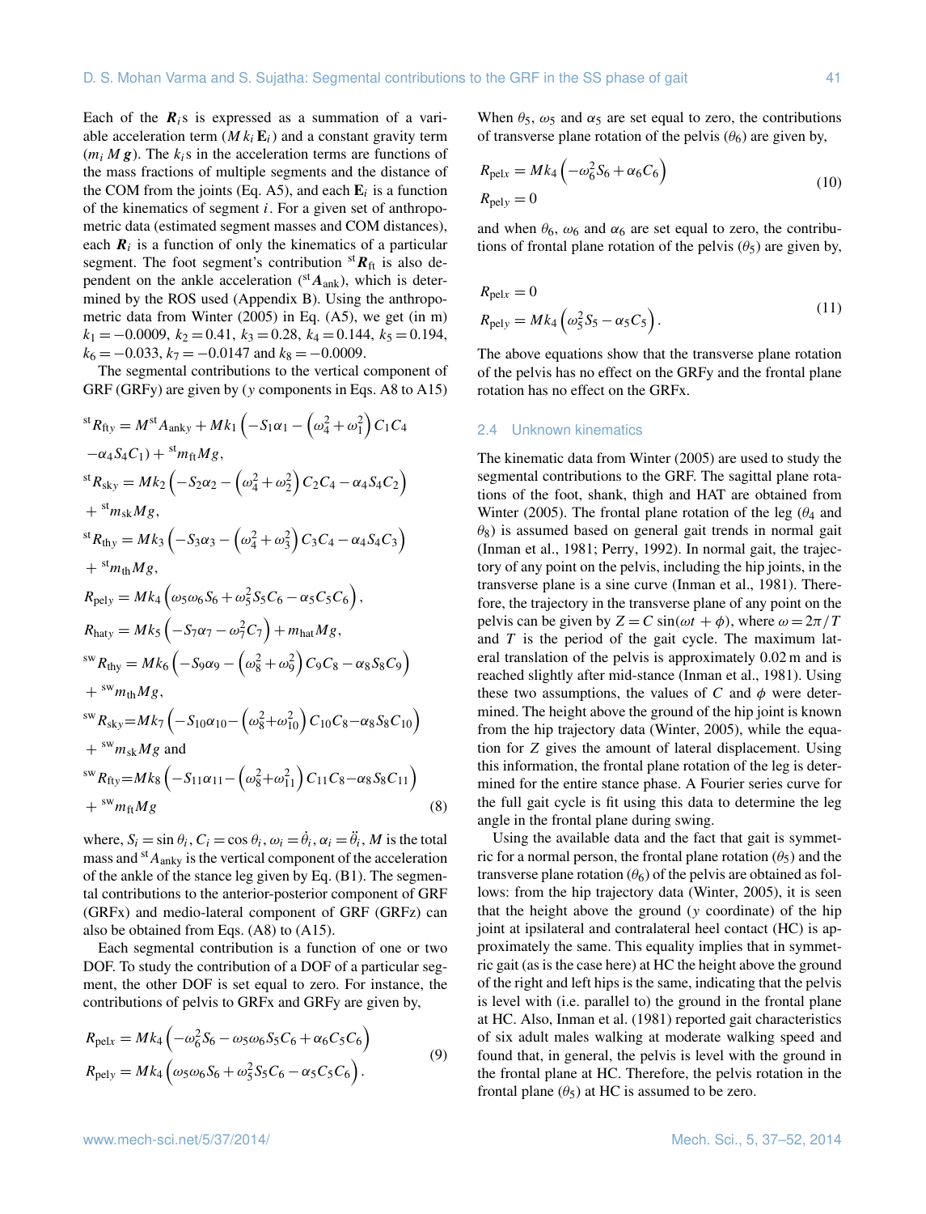Each of the $\boldsymbol{R}_i$s is expressed as a summation of a variable acceleration term ($M\,k_i\,\mathbf{E}_i$) and a constant gravity term ($m_i\,M\,\boldsymbol{g}$). The $k_i$s in the acceleration terms are functions of the mass fractions of multiple segments and the distance of the COM from the joints (Eq. A5), and each $\mathbf{E}_i$ is a function of the kinematics of segment $i$. For a given set of anthropometric data (estimated segment masses and COM distances), each $\boldsymbol{R}_i$ is a function of only the kinematics of a particular segment. The foot segment's contribution ${}^{\mathrm{st}}\boldsymbol{R}_{\mathrm{ft}}$ is also dependent on the ankle acceleration (${}^{\mathrm{st}}\boldsymbol{A}_{\mathrm{ank}}$), which is determined by the ROS used (Appendix B). Using the anthropometric data from Winter (2005) in Eq. (A5), we get (in m) $k_1 = -0.0009$, $k_2 = 0.41$, $k_3 = 0.28$, $k_4 = 0.144$, $k_5 = 0.194$, $k_6 = -0.033$, $k_7 = -0.0147$ and $k_8 = -0.0009$.

The segmental contributions to the vertical component of GRF (GRFy) are given by ($y$ components in Eqs. A8 to A15)

$$
\begin{aligned}
{}^{\mathrm{st}}R_{\mathrm{fty}} &= M\,{}^{\mathrm{st}}A_{\mathrm{anky}} + Mk_1\left(-S_1\alpha_1 - \left(\omega_4^2+\omega_1^2\right)C_1C_4\right. \\
&\quad \left.-\alpha_4 S_4 C_1\right) + {}^{\mathrm{st}}m_{\mathrm{ft}}Mg, \\
{}^{\mathrm{st}}R_{\mathrm{sky}} &= Mk_2\left(-S_2\alpha_2 - \left(\omega_4^2+\omega_2^2\right)C_2C_4 - \alpha_4 S_4 C_2\right) \\
&\quad + {}^{\mathrm{st}}m_{\mathrm{sk}}Mg, \\
{}^{\mathrm{st}}R_{\mathrm{thy}} &= Mk_3\left(-S_3\alpha_3 - \left(\omega_4^2+\omega_3^2\right)C_3C_4 - \alpha_4 S_4 C_3\right) \\
&\quad + {}^{\mathrm{st}}m_{\mathrm{th}}Mg, \\
R_{\mathrm{pely}} &= Mk_4\left(\omega_5\omega_6 S_6 + \omega_5^2 S_5 C_6 - \alpha_5 C_5 C_6\right), \\
R_{\mathrm{haty}} &= Mk_5\left(-S_7\alpha_7 - \omega_7^2 C_7\right) + m_{\mathrm{hat}}Mg, \\
{}^{\mathrm{sw}}R_{\mathrm{thy}} &= Mk_6\left(-S_9\alpha_9 - \left(\omega_8^2+\omega_9^2\right)C_9C_8 - \alpha_8 S_8 C_9\right) \\
&\quad + {}^{\mathrm{sw}}m_{\mathrm{th}}Mg, \\
{}^{\mathrm{sw}}R_{\mathrm{sky}} &= Mk_7\left(-S_{10}\alpha_{10} - \left(\omega_8^2+\omega_{10}^2\right)C_{10}C_8 - \alpha_8 S_8 C_{10}\right) \\
&\quad + {}^{\mathrm{sw}}m_{\mathrm{sk}}Mg \text{ and} \\
{}^{\mathrm{sw}}R_{\mathrm{fty}} &= Mk_8\left(-S_{11}\alpha_{11} - \left(\omega_8^2+\omega_{11}^2\right)C_{11}C_8 - \alpha_8 S_8 C_{11}\right) \\
&\quad + {}^{\mathrm{sw}}m_{\mathrm{ft}}Mg
\end{aligned}
\tag{8}
$$

where, $S_i = \sin\theta_i$, $C_i = \cos\theta_i$, $\omega_i = \dot{\theta}_i$, $\alpha_i = \ddot{\theta}_i$, $M$ is the total mass and ${}^{\mathrm{st}}A_{\mathrm{anky}}$ is the vertical component of the acceleration of the ankle of the stance leg given by Eq. (B1). The segmental contributions to the anterior-posterior component of GRF (GRFx) and medio-lateral component of GRF (GRFz) can also be obtained from Eqs. (A8) to (A15).

Each segmental contribution is a function of one or two DOF. To study the contribution of a DOF of a particular segment, the other DOF is set equal to zero. For instance, the contributions of pelvis to GRFx and GRFy are given by,

$$
\begin{aligned}
R_{\mathrm{pel}x} &= Mk_4\left(-\omega_6^2 S_6 - \omega_5\omega_6 S_5 C_6 + \alpha_6 C_5 C_6\right) \\
R_{\mathrm{pel}y} &= Mk_4\left(\omega_5\omega_6 S_6 + \omega_5^2 S_5 C_6 - \alpha_5 C_5 C_6\right).
\end{aligned}
\tag{9}
$$

When $\theta_5$, $\omega_5$ and $\alpha_5$ are set equal to zero, the contributions of transverse plane rotation of the pelvis ($\theta_6$) are given by,

$$
\begin{aligned}
R_{\mathrm{pel}x} &= Mk_4\left(-\omega_6^2 S_6 + \alpha_6 C_6\right) \\
R_{\mathrm{pel}y} &= 0
\end{aligned}
\tag{10}
$$

and when $\theta_6$, $\omega_6$ and $\alpha_6$ are set equal to zero, the contributions of frontal plane rotation of the pelvis ($\theta_5$) are given by,

$$
\begin{aligned}
R_{\mathrm{pel}x} &= 0 \\
R_{\mathrm{pel}y} &= Mk_4\left(\omega_5^2 S_5 - \alpha_5 C_5\right).
\end{aligned}
\tag{11}
$$

The above equations show that the transverse plane rotation of the pelvis has no effect on the GRFy and the frontal plane rotation has no effect on the GRFx.

### 2.4 Unknown kinematics

The kinematic data from Winter (2005) are used to study the segmental contributions to the GRF. The sagittal plane rotations of the foot, shank, thigh and HAT are obtained from Winter (2005). The frontal plane rotation of the leg ($\theta_4$ and $\theta_8$) is assumed based on general gait trends in normal gait (Inman et al., 1981; Perry, 1992). In normal gait, the trajectory of any point on the pelvis, including the hip joints, in the transverse plane is a sine curve (Inman et al., 1981). Therefore, the trajectory in the transverse plane of any point on the pelvis can be given by $Z = C\,\sin(\omega t + \phi)$, where $\omega = 2\pi/T$ and $T$ is the period of the gait cycle. The maximum lateral translation of the pelvis is approximately 0.02 m and is reached slightly after mid-stance (Inman et al., 1981). Using these two assumptions, the values of $C$ and $\phi$ were determined. The height above the ground of the hip joint is known from the hip trajectory data (Winter, 2005), while the equation for $Z$ gives the amount of lateral displacement. Using this information, the frontal plane rotation of the leg is determined for the entire stance phase. A Fourier series curve for the full gait cycle is fit using this data to determine the leg angle in the frontal plane during swing.

Using the available data and the fact that gait is symmetric for a normal person, the frontal plane rotation ($\theta_5$) and the transverse plane rotation ($\theta_6$) of the pelvis are obtained as follows: from the hip trajectory data (Winter, 2005), it is seen that the height above the ground ($y$ coordinate) of the hip joint at ipsilateral and contralateral heel contact (HC) is approximately the same. This equality implies that in symmetric gait (as is the case here) at HC the height above the ground of the right and left hips is the same, indicating that the pelvis is level with (i.e. parallel to) the ground in the frontal plane at HC. Also, Inman et al. (1981) reported gait characteristics of six adult males walking at moderate walking speed and found that, in general, the pelvis is level with the ground in the frontal plane at HC. Therefore, the pelvis rotation in the frontal plane ($\theta_5$) at HC is assumed to be zero.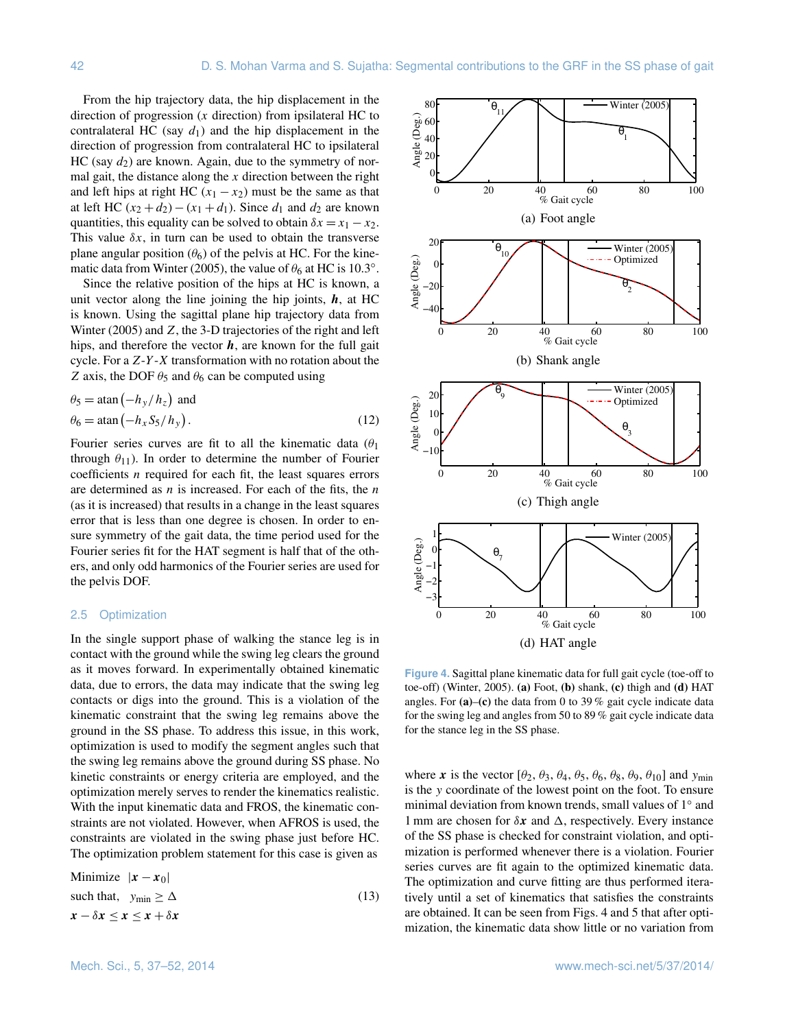From the hip trajectory data, the hip displacement in the direction of progression ($x$ direction) from ipsilateral HC to contralateral HC (say $d_1$) and the hip displacement in the direction of progression from contralateral HC to ipsilateral HC (say $d_2$) are known. Again, due to the symmetry of normal gait, the distance along the $x$ direction between the right and left hips at right HC $(x_1 - x_2)$ must be the same as that at left HC $(x_2 + d_2) - (x_1 + d_1)$. Since $d_1$ and $d_2$ are known quantities, this equality can be solved to obtain $\delta x = x_1 - x_2$. This value $\delta x$, in turn can be used to obtain the transverse plane angular position ($\theta_6$) of the pelvis at HC. For the kinematic data from Winter (2005), the value of $\theta_6$ at HC is 10.3°.

Since the relative position of the hips at HC is known, a unit vector along the line joining the hip joints, $\boldsymbol{h}$, at HC is known. Using the sagittal plane hip trajectory data from Winter (2005) and $Z$, the 3-D trajectories of the right and left hips, and therefore the vector $\boldsymbol{h}$, are known for the full gait cycle. For a $Z$-$Y$-$X$ transformation with no rotation about the $Z$ axis, the DOF $\theta_5$ and $\theta_6$ can be computed using

$$
\theta_5 = \operatorname{atan}\left(-h_y/h_z\right) \text{ and}
$$
$$
\theta_6 = \operatorname{atan}\left(-h_x S_5/h_y\right). \tag{12}
$$

Fourier series curves are fit to all the kinematic data ($\theta_1$ through $\theta_{11}$). In order to determine the number of Fourier coefficients $n$ required for each fit, the least squares errors are determined as $n$ is increased. For each of the fits, the $n$ (as it is increased) that results in a change in the least squares error that is less than one degree is chosen. In order to ensure symmetry of the gait data, the time period used for the Fourier series fit for the HAT segment is half that of the others, and only odd harmonics of the Fourier series are used for the pelvis DOF.

## 2.5 Optimization

In the single support phase of walking the stance leg is in contact with the ground while the swing leg clears the ground as it moves forward. In experimentally obtained kinematic data, due to errors, the data may indicate that the swing leg contacts or digs into the ground. This is a violation of the kinematic constraint that the swing leg remains above the ground in the SS phase. To address this issue, in this work, optimization is used to modify the segment angles such that the swing leg remains above the ground during SS phase. No kinetic constraints or energy criteria are employed, and the optimization merely serves to render the kinematics realistic. With the input kinematic data and FROS, the kinematic constraints are not violated. However, when AFROS is used, the constraints are violated in the swing phase just before HC. The optimization problem statement for this case is given as

$$
\begin{aligned}
&\text{Minimize} \quad |\boldsymbol{x} - \boldsymbol{x}_0| \\
&\text{such that,} \quad y_{\min} \geq \Delta \\
&\boldsymbol{x} - \delta\boldsymbol{x} \leq \boldsymbol{x} \leq \boldsymbol{x} + \delta\boldsymbol{x}
\end{aligned} \tag{13}
$$

Figure 4. Sagittal plane kinematic data for full gait cycle (toe-off to toe-off) (Winter, 2005). **(a)** Foot, **(b)** shank, **(c)** thigh and **(d)** HAT angles. For **(a)**–**(c)** the data from 0 to 39 % gait cycle indicate data for the swing leg and angles from 50 to 89 % gait cycle indicate data for the stance leg in the SS phase.

where $\boldsymbol{x}$ is the vector $[\theta_2, \theta_3, \theta_4, \theta_5, \theta_6, \theta_8, \theta_9, \theta_{10}]$ and $y_{\min}$ is the $y$ coordinate of the lowest point on the foot. To ensure minimal deviation from known trends, small values of 1° and 1 mm are chosen for $\delta\boldsymbol{x}$ and $\Delta$, respectively. Every instance of the SS phase is checked for constraint violation, and optimization is performed whenever there is a violation. Fourier series curves are fit again to the optimized kinematic data. The optimization and curve fitting are thus performed iteratively until a set of kinematics that satisfies the constraints are obtained. It can be seen from Figs. 4 and 5 that after optimization, the kinematic data show little or no variation from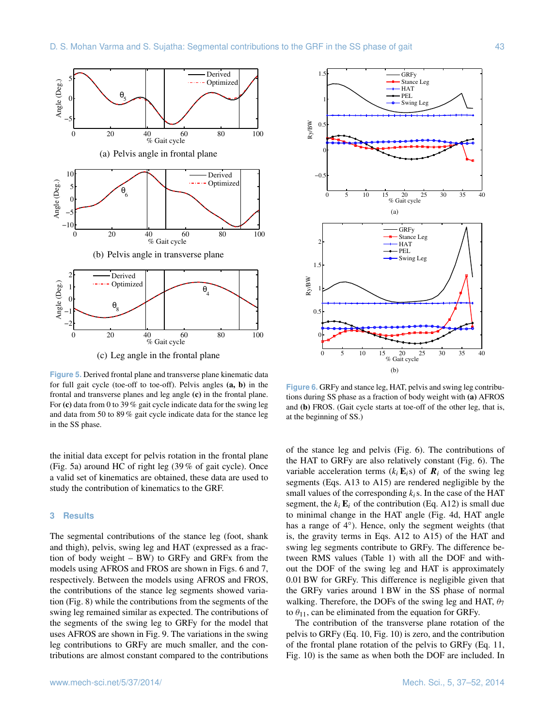(a) Pelvis angle in frontal plane

(b) Pelvis angle in transverse plane

(c) Leg angle in the frontal plane

**Figure 5.** Derived frontal plane and transverse plane kinematic data for full gait cycle (toe-off to toe-off). Pelvis angles **(a, b)** in the frontal and transverse planes and leg angle **(c)** in the frontal plane. For **(c)** data from 0 to 39 % gait cycle indicate data for the swing leg and data from 50 to 89 % gait cycle indicate data for the stance leg in the SS phase.

**Figure 6.** GRFy and stance leg, HAT, pelvis and swing leg contributions during SS phase as a fraction of body weight with **(a)** AFROS and **(b)** FROS. (Gait cycle starts at toe-off of the other leg, that is, at the beginning of SS.)

the initial data except for pelvis rotation in the frontal plane (Fig. 5a) around HC of right leg (39 % of gait cycle). Once a valid set of kinematics are obtained, these data are used to study the contribution of kinematics to the GRF.

## 3 Results

The segmental contributions of the stance leg (foot, shank and thigh), pelvis, swing leg and HAT (expressed as a fraction of body weight – BW) to GRFy and GRFx from the models using AFROS and FROS are shown in Figs. 6 and 7, respectively. Between the models using AFROS and FROS, the contributions of the stance leg segments showed variation (Fig. 8) while the contributions from the segments of the swing leg remained similar as expected. The contributions of the segments of the swing leg to GRFy for the model that uses AFROS are shown in Fig. 9. The variations in the swing leg contributions to GRFy are much smaller, and the contributions are almost constant compared to the contributions of the stance leg and pelvis (Fig. 6). The contributions of the HAT to GRFy are also relatively constant (Fig. 6). The variable acceleration terms ($k_i \mathbf{E}_i$s) of $\boldsymbol{R}_i$ of the swing leg segments (Eqs. A13 to A15) are rendered negligible by the small values of the corresponding $k_i$s. In the case of the HAT segment, the $k_i \mathbf{E}_i$ of the contribution (Eq. A12) is small due to minimal change in the HAT angle (Fig. 4d, HAT angle has a range of 4°). Hence, only the segment weights (that is, the gravity terms in Eqs. A12 to A15) of the HAT and swing leg segments contribute to GRFy. The difference between RMS values (Table 1) with all the DOF and without the DOF of the swing leg and HAT is approximately 0.01 BW for GRFy. This difference is negligible given that the GRFy varies around 1 BW in the SS phase of normal walking. Therefore, the DOFs of the swing leg and HAT, $\theta_7$ to $\theta_{11}$, can be eliminated from the equation for GRFy.

The contribution of the transverse plane rotation of the pelvis to GRFy (Eq. 10, Fig. 10) is zero, and the contribution of the frontal plane rotation of the pelvis to GRFy (Eq. 11, Fig. 10) is the same as when both the DOF are included. In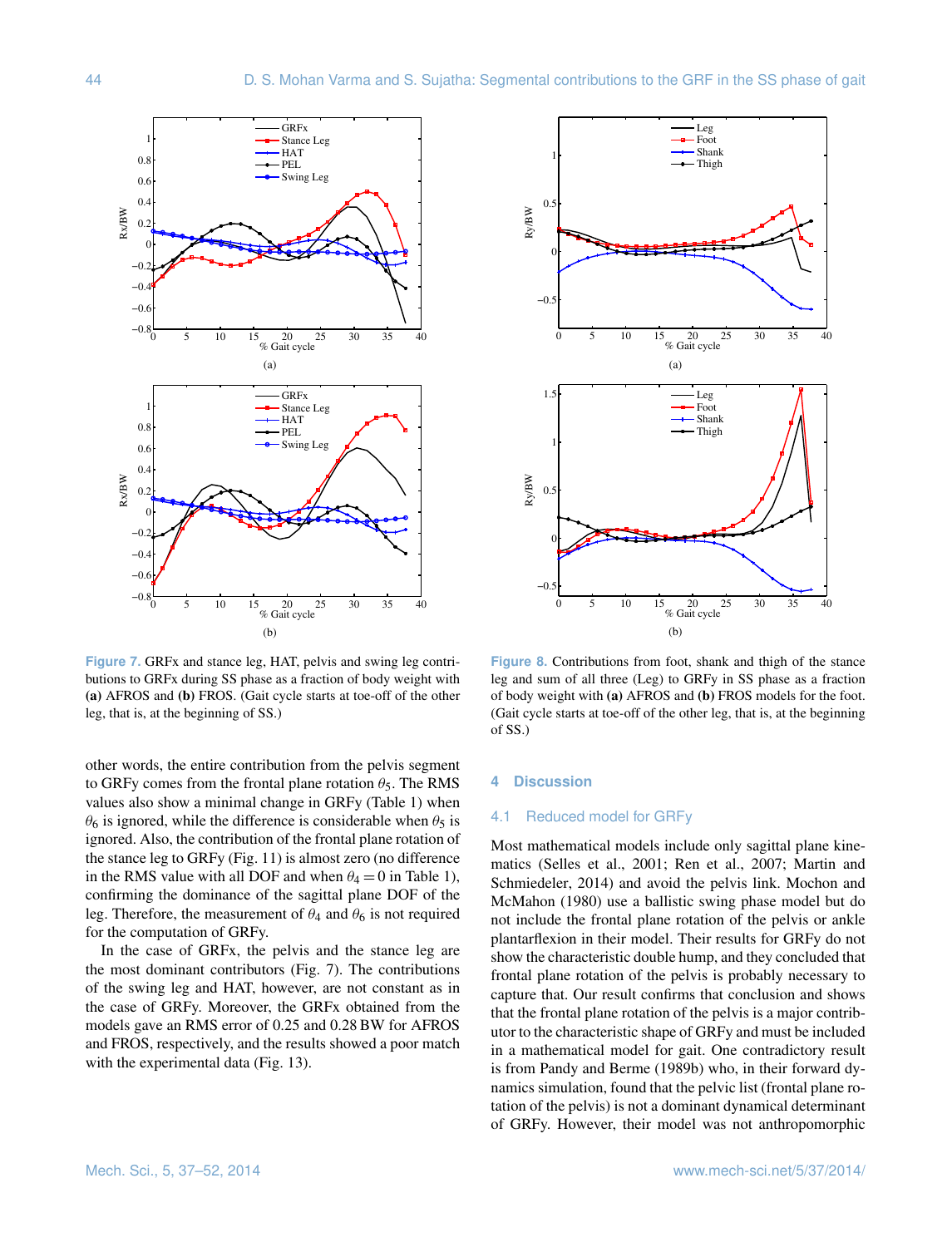**Figure 7.** GRFx and stance leg, HAT, pelvis and swing leg contributions to GRFx during SS phase as a fraction of body weight with **(a)** AFROS and **(b)** FROS. (Gait cycle starts at toe-off of the other leg, that is, at the beginning of SS.)

**Figure 8.** Contributions from foot, shank and thigh of the stance leg and sum of all three (Leg) to GRFy in SS phase as a fraction of body weight with **(a)** AFROS and **(b)** FROS models for the foot. (Gait cycle starts at toe-off of the other leg, that is, at the beginning of SS.)

other words, the entire contribution from the pelvis segment to GRFy comes from the frontal plane rotation $\theta_5$. The RMS values also show a minimal change in GRFy (Table 1) when $\theta_6$ is ignored, while the difference is considerable when $\theta_5$ is ignored. Also, the contribution of the frontal plane rotation of the stance leg to GRFy (Fig. 11) is almost zero (no difference in the RMS value with all DOF and when $\theta_4 = 0$ in Table 1), confirming the dominance of the sagittal plane DOF of the leg. Therefore, the measurement of $\theta_4$ and $\theta_6$ is not required for the computation of GRFy.

In the case of GRFx, the pelvis and the stance leg are the most dominant contributors (Fig. 7). The contributions of the swing leg and HAT, however, are not constant as in the case of GRFy. Moreover, the GRFx obtained from the models gave an RMS error of 0.25 and 0.28 BW for AFROS and FROS, respectively, and the results showed a poor match with the experimental data (Fig. 13).

## 4 Discussion

### 4.1 Reduced model for GRFy

Most mathematical models include only sagittal plane kinematics (Selles et al., 2001; Ren et al., 2007; Martin and Schmiedeler, 2014) and avoid the pelvis link. Mochon and McMahon (1980) use a ballistic swing phase model but do not include the frontal plane rotation of the pelvis or ankle plantarflexion in their model. Their results for GRFy do not show the characteristic double hump, and they concluded that frontal plane rotation of the pelvis is probably necessary to capture that. Our result confirms that conclusion and shows that the frontal plane rotation of the pelvis is a major contributor to the characteristic shape of GRFy and must be included in a mathematical model for gait. One contradictory result is from Pandy and Berme (1989b) who, in their forward dynamics simulation, found that the pelvic list (frontal plane rotation of the pelvis) is not a dominant dynamical determinant of GRFy. However, their model was not anthropomorphic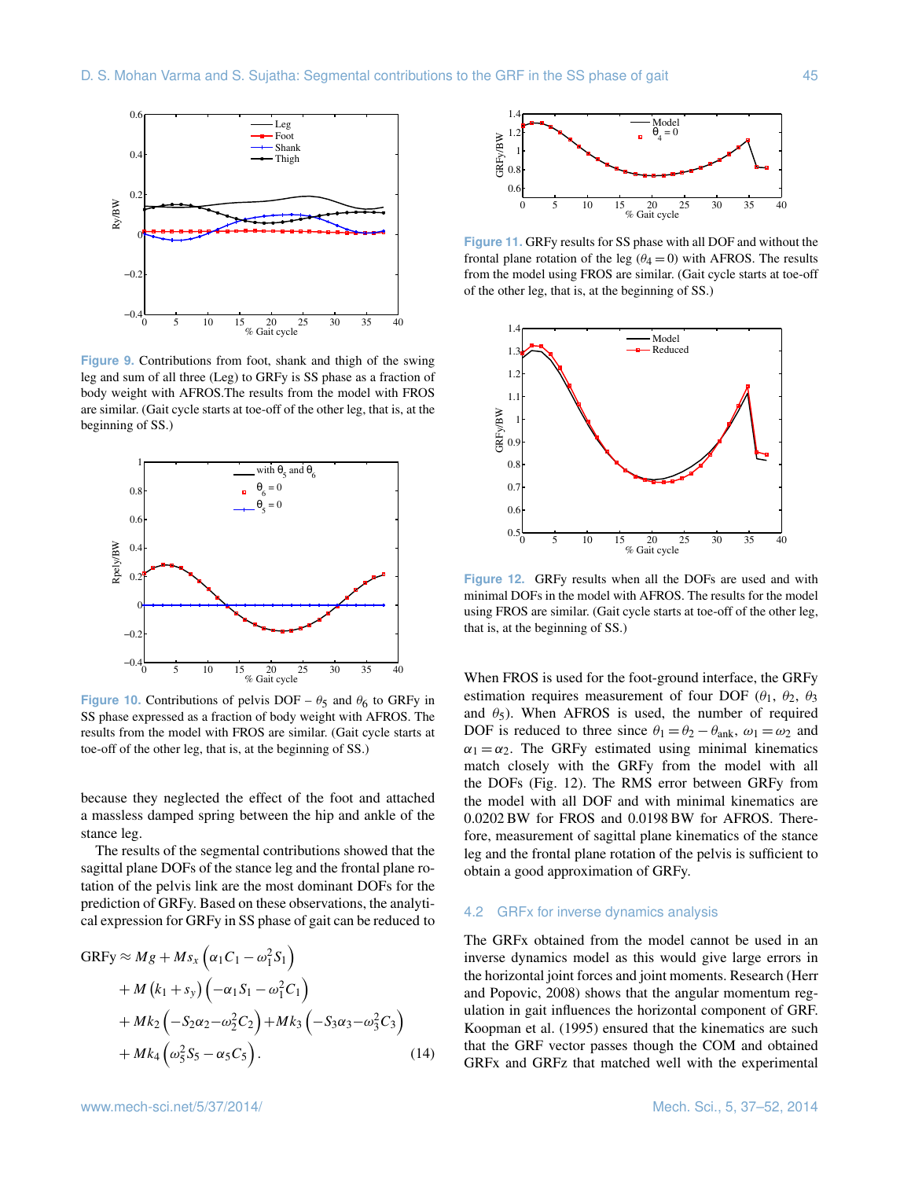Figure 9. Contributions from foot, shank and thigh of the swing leg and sum of all three (Leg) to GRFy is SS phase as a fraction of body weight with AFROS.The results from the model with FROS are similar. (Gait cycle starts at toe-off of the other leg, that is, at the beginning of SS.)

Figure 10. Contributions of pelvis DOF – $\theta_5$ and $\theta_6$ to GRFy in SS phase expressed as a fraction of body weight with AFROS. The results from the model with FROS are similar. (Gait cycle starts at toe-off of the other leg, that is, the beginning of SS.)

because they neglected the effect of the foot and attached a massless damped spring between the hip and ankle of the stance leg.

The results of the segmental contributions showed that the sagittal plane DOFs of the stance leg and the frontal plane rotation of the pelvis link are the most dominant DOFs for the prediction of GRFy. Based on these observations, the analytical expression for GRFy in SS phase of gait can be reduced to

$$
\begin{aligned}
\mathrm{GRFy} \approx\ & Mg + Ms_x\left(\alpha_1 C_1 - \omega_1^2 S_1\right) \\
& + M\left(k_1 + s_y\right)\left(-\alpha_1 S_1 - \omega_1^2 C_1\right) \\
& + Mk_2\left(-S_2\alpha_2 - \omega_2^2 C_2\right) + Mk_3\left(-S_3\alpha_3 - \omega_3^2 C_3\right) \\
& + Mk_4\left(\omega_5^2 S_5 - \alpha_5 C_5\right).
\end{aligned} \tag{14}
$$

Figure 11. GRFy results for SS phase with all DOF and without the frontal plane rotation of the leg ($\theta_4 = 0$) with AFROS. The results from the model using FROS are similar. (Gait cycle starts at toe-off of the other leg, that is, at the beginning of SS.)

Figure 12. GRFy results when all the DOFs are used and with minimal DOFs in the model with AFROS. The results for the model using FROS are similar. (Gait cycle starts at toe-off of the other leg, that is, at the beginning of SS.)

When FROS is used for the foot-ground interface, the GRFy estimation requires measurement of four DOF ($\theta_1$, $\theta_2$, $\theta_3$ and $\theta_5$). When AFROS is used, the number of required DOF is reduced to three since $\theta_1 = \theta_2 - \theta_{\mathrm{ank}}$, $\omega_1 = \omega_2$ and $\alpha_1 = \alpha_2$. The GRFy estimated using minimal kinematics match closely with the GRFy from the model with all the DOFs (Fig. 12). The RMS error between GRFy from the model with all DOF and with minimal kinematics are 0.0202 BW for FROS and 0.0198 BW for AFROS. Therefore, measurement of sagittal plane kinematics of the stance leg and the frontal plane rotation of the pelvis is sufficient to obtain a good approximation of GRFy.

### 4.2 GRFx for inverse dynamics analysis

The GRFx obtained from the model cannot be used in an inverse dynamics model as this would give large errors in the horizontal joint forces and joint moments. Research (Herr and Popovic, 2008) shows that the angular momentum regulation in gait influences the horizontal component of GRF. Koopman et al. (1995) ensured that the kinematics are such that the GRF vector passes though the COM and obtained GRFx and GRFz that matched well with the experimental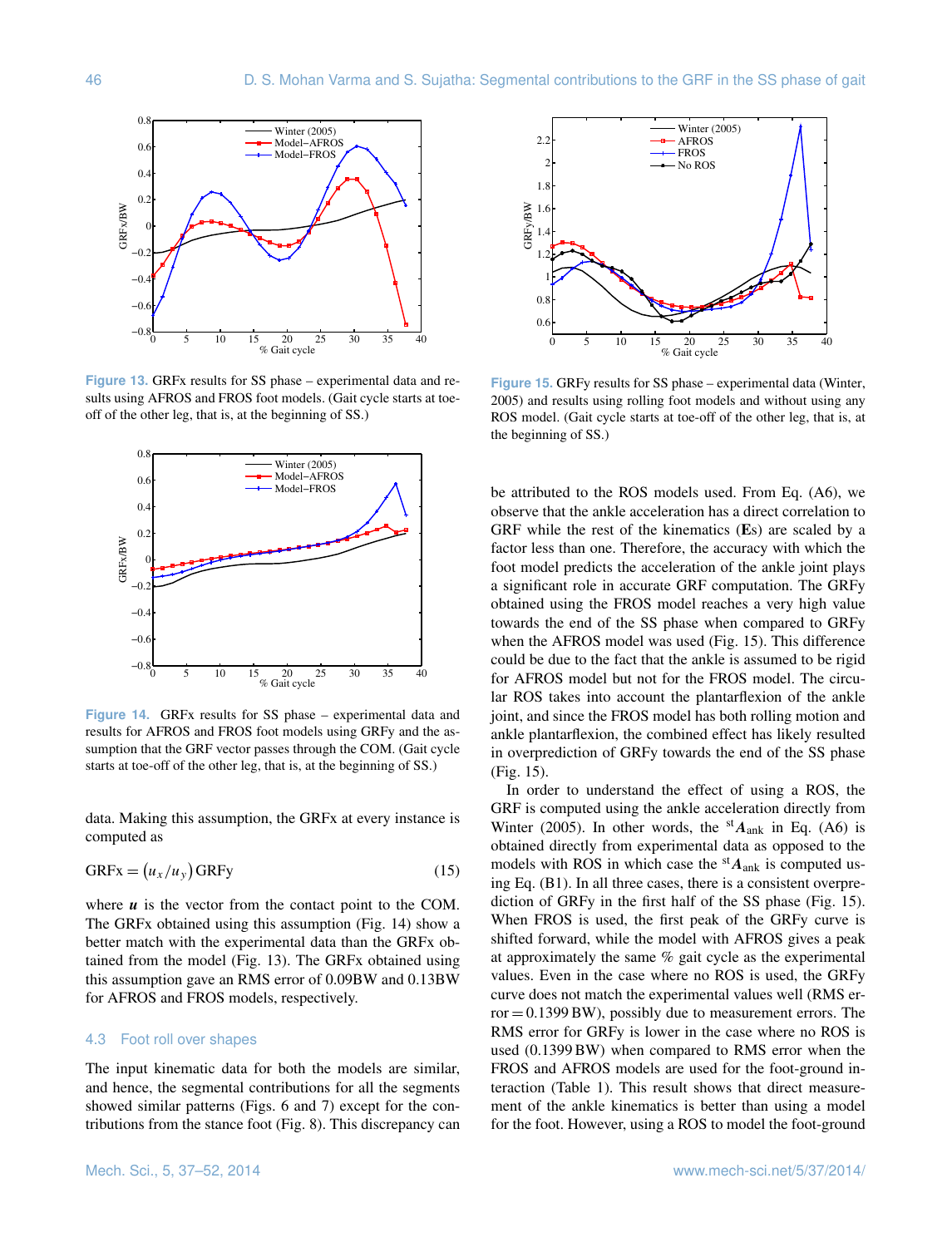Figure 13. GRFx results for SS phase – experimental data and results using AFROS and FROS foot models. (Gait cycle starts at toe-off of the other leg, that is, at the beginning of SS.)

Figure 14. GRFx results for SS phase – experimental data and results for AFROS and FROS foot models using GRFy and the assumption that the GRF vector passes through the COM. (Gait cycle starts at toe-off of the other leg, that is, at the beginning of SS.)

data. Making this assumption, the GRFx at every instance is computed as

$$\mathrm{GRFx} = \left(u_x/u_y\right)\mathrm{GRFy} \tag{15}$$

where $\boldsymbol{u}$ is the vector from the contact point to the COM. The GRFx obtained using this assumption (Fig. 14) show a better match with the experimental data than the GRFx obtained from the model (Fig. 13). The GRFx obtained using this assumption gave an RMS error of 0.09BW and 0.13BW for AFROS and FROS models, respectively.

## 4.3 Foot roll over shapes

The input kinematic data for both the models are similar, and hence, the segmental contributions for all the segments showed similar patterns (Figs. 6 and 7) except for the contributions from the stance foot (Fig. 8). This discrepancy can be attributed to the ROS models used. From Eq. (A6), we observe that the ankle acceleration has a direct correlation to GRF while the rest of the kinematics (**E**s) are scaled by a factor less than one. Therefore, the accuracy with which the foot model predicts the acceleration of the ankle joint plays a significant role in accurate GRF computation. The GRFy obtained using the FROS model reaches a very high value towards the end of the SS phase when compared to GRFy when the AFROS model was used (Fig. 15). This difference could be due to the fact that the ankle is assumed to be rigid for AFROS model but not for the FROS model. The circular ROS takes into account the plantarflexion of the ankle joint, and since the FROS model has both rolling motion and ankle plantarflexion, the combined effect has likely resulted in overprediction of GRFy towards the end of the SS phase (Fig. 15).

Figure 15. GRFy results for SS phase – experimental data (Winter, 2005) and results using rolling foot models and without using any ROS model. (Gait cycle starts at toe-off of the other leg, that is, at the beginning of SS.)

In order to understand the effect of using a ROS, the GRF is computed using the ankle acceleration directly from Winter (2005). In other words, the ${}^{\mathrm{st}}\boldsymbol{A}_{\mathrm{ank}}$ in Eq. (A6) is obtained directly from experimental data as opposed to the models with ROS in which case the ${}^{\mathrm{st}}\boldsymbol{A}_{\mathrm{ank}}$ is computed using Eq. (B1). In all three cases, there is a consistent overprediction of GRFy in the first half of the SS phase (Fig. 15). When FROS is used, the first peak of the GRFy curve is shifted forward, while the model with AFROS gives a peak at approximately the same % gait cycle as the experimental values. Even in the case where no ROS is used, the GRFy curve does not match the experimental values well (RMS error = 0.1399 BW), possibly due to measurement errors. The RMS error for GRFy is lower in the case where no ROS is used (0.1399 BW) when compared to RMS error when the FROS and AFROS models are used for the foot-ground interaction (Table 1). This result shows that direct measurement of the ankle kinematics is better than using a model for the foot. However, using a ROS to model the foot-ground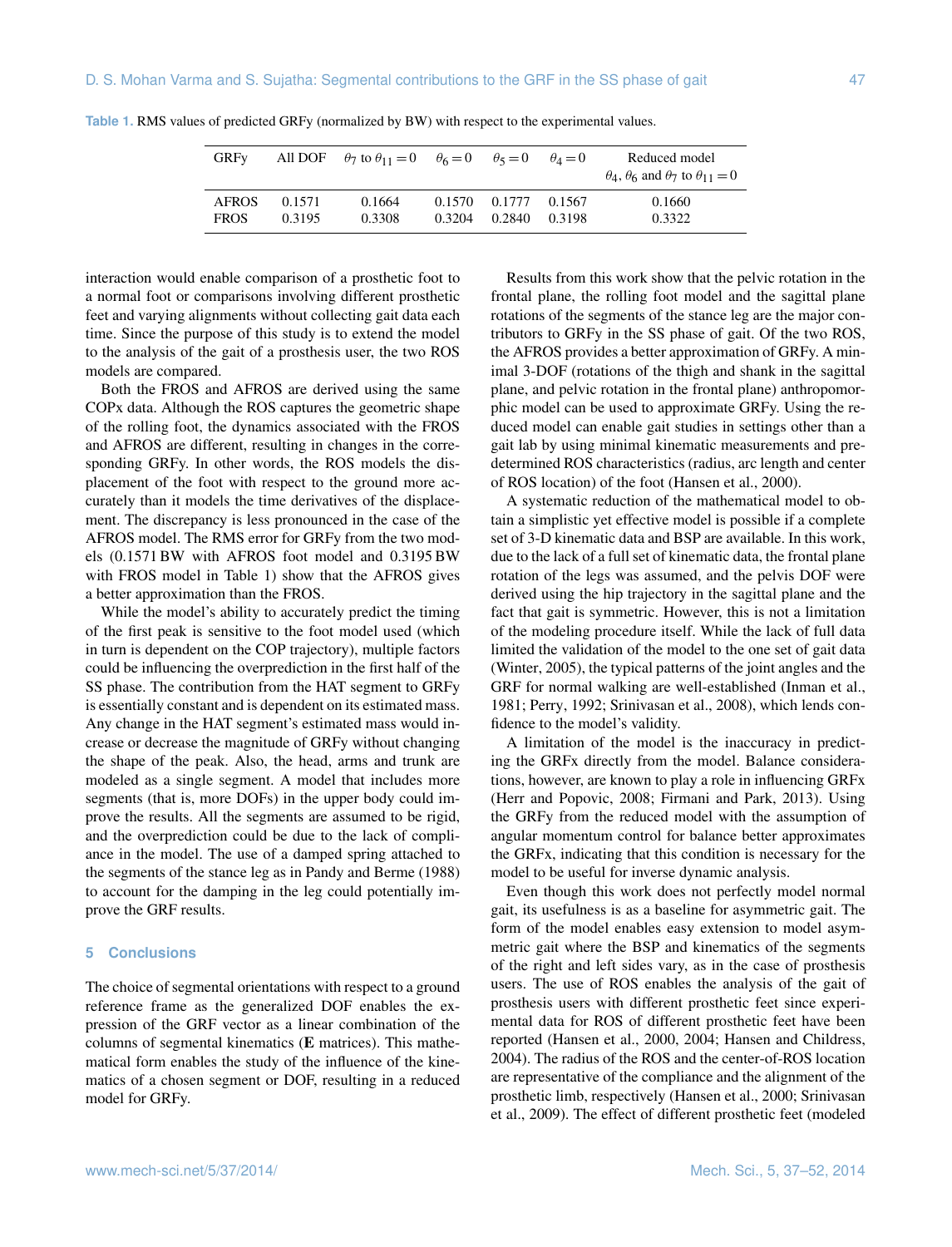**Table 1.** RMS values of predicted GRFy (normalized by BW) with respect to the experimental values.

| GRFy | All DOF | $\theta_7$ to $\theta_{11} = 0$ | $\theta_6 = 0$ | $\theta_5 = 0$ | $\theta_4 = 0$ | Reduced model $\theta_4$, $\theta_6$ and $\theta_7$ to $\theta_{11} = 0$ |
|---|---|---|---|---|---|---|
| AFROS | 0.1571 | 0.1664 | 0.1570 | 0.1777 | 0.1567 | 0.1660 |
| FROS | 0.3195 | 0.3308 | 0.3204 | 0.2840 | 0.3198 | 0.3322 |

interaction would enable comparison of a prosthetic foot to a normal foot or comparisons involving different prosthetic feet and varying alignments without collecting gait data each time. Since the purpose of this study is to extend the model to the analysis of the gait of a prosthesis user, the two ROS models are compared.

Both the FROS and AFROS are derived using the same COPx data. Although the ROS captures the geometric shape of the rolling foot, the dynamics associated with the FROS and AFROS are different, resulting in changes in the corresponding GRFy. In other words, the ROS models the displacement of the foot with respect to the ground more accurately than it models the time derivatives of the displacement. The discrepancy is less pronounced in the case of the AFROS model. The RMS error for GRFy from the two models (0.1571 BW with AFROS foot model and 0.3195 BW with FROS model in Table 1) show that the AFROS gives a better approximation than the FROS.

While the model's ability to accurately predict the timing of the first peak is sensitive to the foot model used (which in turn is dependent on the COP trajectory), multiple factors could be influencing the overprediction in the first half of the SS phase. The contribution from the HAT segment to GRFy is essentially constant and is dependent on its estimated mass. Any change in the HAT segment's estimated mass would increase or decrease the magnitude of GRFy without changing the shape of the peak. Also, the head, arms and trunk are modeled as a single segment. A model that includes more segments (that is, more DOFs) in the upper body could improve the results. All the segments are assumed to be rigid, and the overprediction could be due to the lack of compliance in the model. The use of a damped spring attached to the segments of the stance leg as in Pandy and Berme (1988) to account for the damping in the leg could potentially improve the GRF results.

## 5 Conclusions

The choice of segmental orientations with respect to a ground reference frame as the generalized DOF enables the expression of the GRF vector as a linear combination of the columns of segmental kinematics (**E** matrices). This mathematical form enables the study of the influence of the kinematics of a chosen segment or DOF, resulting in a reduced model for GRFy.

Results from this work show that the pelvic rotation in the frontal plane, the rolling foot model and the sagittal plane rotations of the segments of the stance leg are the major contributors to GRFy in the SS phase of gait. Of the two ROS, the AFROS provides a better approximation of GRFy. A minimal 3-DOF (rotations of the thigh and shank in the sagittal plane, and pelvic rotation in the frontal plane) anthropomorphic model can be used to approximate GRFy. Using the reduced model can enable gait studies in settings other than a gait lab by using minimal kinematic measurements and predetermined ROS characteristics (radius, arc length and center of ROS location) of the foot (Hansen et al., 2000).

A systematic reduction of the mathematical model to obtain a simplistic yet effective model is possible if a complete set of 3-D kinematic data and BSP are available. In this work, due to the lack of a full set of kinematic data, the frontal plane rotation of the legs was assumed, and the pelvis DOF were derived using the hip trajectory in the sagittal plane and the fact that gait is symmetric. However, this is not a limitation of the modeling procedure itself. While the lack of full data limited the validation of the model to the one set of gait data (Winter, 2005), the typical patterns of the joint angles and the GRF for normal walking are well-established (Inman et al., 1981; Perry, 1992; Srinivasan et al., 2008), which lends confidence to the model's validity.

A limitation of the model is the inaccuracy in predicting the GRFx directly from the model. Balance considerations, however, are known to play a role in influencing GRFx (Herr and Popovic, 2008; Firmani and Park, 2013). Using the GRFy from the reduced model with the assumption of angular momentum control for balance better approximates the GRFx, indicating that this condition is necessary for the model to be useful for inverse dynamic analysis.

Even though this work does not perfectly model normal gait, its usefulness is as a baseline for asymmetric gait. The form of the model enables easy extension to model asymmetric gait where the BSP and kinematics of the segments of the right and left sides vary, as in the case of prosthesis users. The use of ROS enables the analysis of the gait of prosthesis users with different prosthetic feet since experimental data for ROS of different prosthetic feet have been reported (Hansen et al., 2000, 2004; Hansen and Childress, 2004). The radius of the ROS and the center-of-ROS location are representative of the compliance and the alignment of the prosthetic limb, respectively (Hansen et al., 2000; Srinivasan et al., 2009). The effect of different prosthetic feet (modeled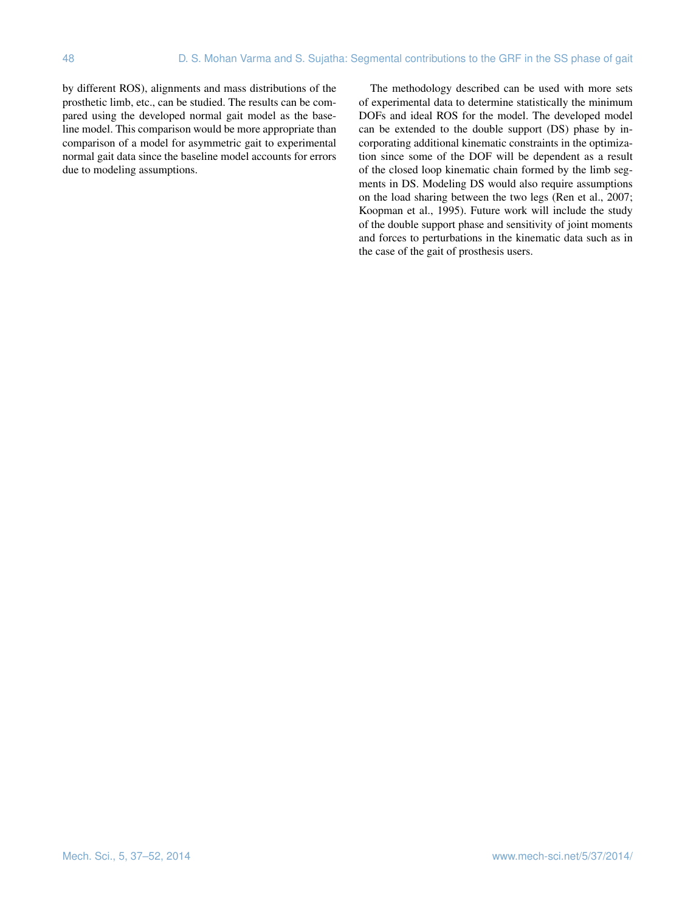by different ROS), alignments and mass distributions of the prosthetic limb, etc., can be studied. The results can be compared using the developed normal gait model as the baseline model. This comparison would be more appropriate than comparison of a model for asymmetric gait to experimental normal gait data since the baseline model accounts for errors due to modeling assumptions.

The methodology described can be used with more sets of experimental data to determine statistically the minimum DOFs and ideal ROS for the model. The developed model can be extended to the double support (DS) phase by incorporating additional kinematic constraints in the optimization since some of the DOF will be dependent as a result of the closed loop kinematic chain formed by the limb segments in DS. Modeling DS would also require assumptions on the load sharing between the two legs (Ren et al., 2007; Koopman et al., 1995). Future work will include the study of the double support phase and sensitivity of joint moments and forces to perturbations in the kinematic data such as in the case of the gait of prosthesis users.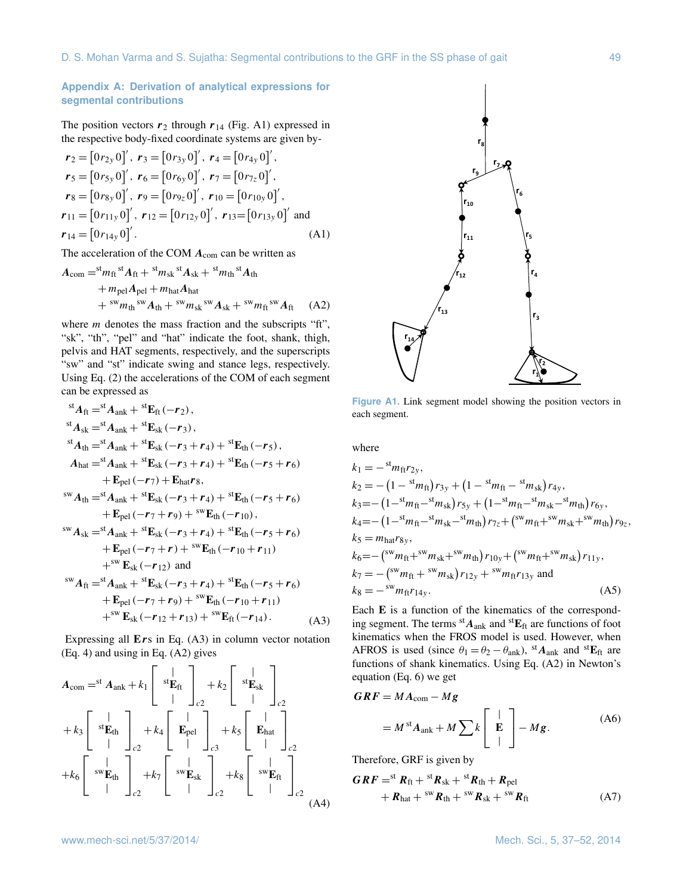## Appendix A: Derivation of analytical expressions for segmental contributions

The position vectors $\boldsymbol{r}_2$ through $\boldsymbol{r}_{14}$ (Fig. A1) expressed in the respective body-fixed coordinate systems are given by-

$$\boldsymbol{r}_2 = \left[0\, r_{2y}\, 0\right]',\ \boldsymbol{r}_3 = \left[0\, r_{3y}\, 0\right]',\ \boldsymbol{r}_4 = \left[0\, r_{4y}\, 0\right]',$$
$$\boldsymbol{r}_5 = \left[0\, r_{5y}\, 0\right]',\ \boldsymbol{r}_6 = \left[0\, r_{6y}\, 0\right]',\ \boldsymbol{r}_7 = \left[0\, r_{7z}\, 0\right]',$$
$$\boldsymbol{r}_8 = \left[0\, r_{8y}\, 0\right]',\ \boldsymbol{r}_9 = \left[0\, r_{9z}\, 0\right]',\ \boldsymbol{r}_{10} = \left[0\, r_{10y}\, 0\right]',$$
$$\boldsymbol{r}_{11} = \left[0\, r_{11y}\, 0\right]',\ \boldsymbol{r}_{12} = \left[0\, r_{12y}\, 0\right]',\ \boldsymbol{r}_{13} = \left[0\, r_{13y}\, 0\right]' \text{ and}$$
$$\boldsymbol{r}_{14} = \left[0\, r_{14y}\, 0\right]'. \tag{A1}$$

The acceleration of the COM $\boldsymbol{A}_{\text{com}}$ can be written as

$$\begin{aligned}\boldsymbol{A}_{\text{com}} =& {}^{\text{st}}m_{\text{ft}}\, {}^{\text{st}}\boldsymbol{A}_{\text{ft}} + {}^{\text{st}}m_{\text{sk}}\, {}^{\text{st}}\boldsymbol{A}_{\text{sk}} + {}^{\text{st}}m_{\text{th}}\, {}^{\text{st}}\boldsymbol{A}_{\text{th}} \\ &+ m_{\text{pel}}\boldsymbol{A}_{\text{pel}} + m_{\text{hat}}\boldsymbol{A}_{\text{hat}} \\ &+ {}^{\text{sw}}m_{\text{th}}\, {}^{\text{sw}}\boldsymbol{A}_{\text{th}} + {}^{\text{sw}}m_{\text{sk}}\, {}^{\text{sw}}\boldsymbol{A}_{\text{sk}} + {}^{\text{sw}}m_{\text{ft}}\, {}^{\text{sw}}\boldsymbol{A}_{\text{ft}}\end{aligned} \tag{A2}$$

where $m$ denotes the mass fraction and the subscripts "ft", "sk", "th", "pel" and "hat" indicate the foot, shank, thigh, pelvis and HAT segments, respectively, and the superscripts "sw" and "st" indicate swing and stance legs, respectively. Using Eq. (2) the accelerations of the COM of each segment can be expressed as

$$\begin{aligned}
{}^{\text{st}}\boldsymbol{A}_{\text{ft}} =& {}^{\text{st}}\boldsymbol{A}_{\text{ank}} + {}^{\text{st}}\mathbf{E}_{\text{ft}}\left(-\boldsymbol{r}_2\right),\\
{}^{\text{st}}\boldsymbol{A}_{\text{sk}} =& {}^{\text{st}}\boldsymbol{A}_{\text{ank}} + {}^{\text{st}}\mathbf{E}_{\text{sk}}\left(-\boldsymbol{r}_3\right),\\
{}^{\text{st}}\boldsymbol{A}_{\text{th}} =& {}^{\text{st}}\boldsymbol{A}_{\text{ank}} + {}^{\text{st}}\mathbf{E}_{\text{sk}}\left(-\boldsymbol{r}_3+\boldsymbol{r}_4\right) + {}^{\text{st}}\mathbf{E}_{\text{th}}\left(-\boldsymbol{r}_5\right),\\
\boldsymbol{A}_{\text{hat}} =& {}^{\text{st}}\boldsymbol{A}_{\text{ank}} + {}^{\text{st}}\mathbf{E}_{\text{sk}}\left(-\boldsymbol{r}_3+\boldsymbol{r}_4\right) + {}^{\text{st}}\mathbf{E}_{\text{th}}\left(-\boldsymbol{r}_5+\boldsymbol{r}_6\right)\\
&+ \mathbf{E}_{\text{pel}}\left(-\boldsymbol{r}_7\right) + \mathbf{E}_{\text{hat}}\boldsymbol{r}_8,\\
{}^{\text{sw}}\boldsymbol{A}_{\text{th}} =& {}^{\text{st}}\boldsymbol{A}_{\text{ank}} + {}^{\text{st}}\mathbf{E}_{\text{sk}}\left(-\boldsymbol{r}_3+\boldsymbol{r}_4\right) + {}^{\text{st}}\mathbf{E}_{\text{th}}\left(-\boldsymbol{r}_5+\boldsymbol{r}_6\right)\\
&+ \mathbf{E}_{\text{pel}}\left(-\boldsymbol{r}_7+\boldsymbol{r}_9\right) + {}^{\text{sw}}\mathbf{E}_{\text{th}}\left(-\boldsymbol{r}_{10}\right),\\
{}^{\text{sw}}\boldsymbol{A}_{\text{sk}} =& {}^{\text{st}}\boldsymbol{A}_{\text{ank}} + {}^{\text{st}}\mathbf{E}_{\text{sk}}\left(-\boldsymbol{r}_3+\boldsymbol{r}_4\right) + {}^{\text{st}}\mathbf{E}_{\text{th}}\left(-\boldsymbol{r}_5+\boldsymbol{r}_6\right)\\
&+ \mathbf{E}_{\text{pel}}\left(-\boldsymbol{r}_7+\boldsymbol{r}\right) + {}^{\text{sw}}\mathbf{E}_{\text{th}}\left(-\boldsymbol{r}_{10}+\boldsymbol{r}_{11}\right)\\
&+ {}^{\text{sw}}\mathbf{E}_{\text{sk}}\left(-\boldsymbol{r}_{12}\right) \text{ and}\\
{}^{\text{sw}}\boldsymbol{A}_{\text{ft}} =& {}^{\text{st}}\boldsymbol{A}_{\text{ank}} + {}^{\text{st}}\mathbf{E}_{\text{sk}}\left(-\boldsymbol{r}_3+\boldsymbol{r}_4\right) + {}^{\text{st}}\mathbf{E}_{\text{th}}\left(-\boldsymbol{r}_5+\boldsymbol{r}_6\right)\\
&+ \mathbf{E}_{\text{pel}}\left(-\boldsymbol{r}_7+\boldsymbol{r}_9\right) + {}^{\text{sw}}\mathbf{E}_{\text{th}}\left(-\boldsymbol{r}_{10}+\boldsymbol{r}_{11}\right)\\
&+ {}^{\text{sw}}\mathbf{E}_{\text{sk}}\left(-\boldsymbol{r}_{12}+\boldsymbol{r}_{13}\right) + {}^{\text{sw}}\mathbf{E}_{\text{ft}}\left(-\boldsymbol{r}_{14}\right).
\end{aligned} \tag{A3}$$

Expressing all $\mathbf{E}\boldsymbol{r}$s in Eq. (A3) in column vector notation (Eq. 4) and using in Eq. (A2) gives

$$\begin{aligned}
\boldsymbol{A}_{\text{com}} =& {}^{\text{st}}\boldsymbol{A}_{\text{ank}} + k_1\begin{bmatrix} | \\ {}^{\text{st}}\mathbf{E}_{\text{ft}} \\ | \end{bmatrix}_{c2} + k_2\begin{bmatrix} | \\ {}^{\text{st}}\mathbf{E}_{\text{sk}} \\ | \end{bmatrix}_{c2}\\
&+ k_3\begin{bmatrix} | \\ {}^{\text{st}}\mathbf{E}_{\text{th}} \\ | \end{bmatrix}_{c2} + k_4\begin{bmatrix} | \\ \mathbf{E}_{\text{pel}} \\ | \end{bmatrix}_{c3} + k_5\begin{bmatrix} | \\ \mathbf{E}_{\text{hat}} \\ | \end{bmatrix}_{c2}\\
&+ k_6\begin{bmatrix} | \\ {}^{\text{sw}}\mathbf{E}_{\text{th}} \\ | \end{bmatrix}_{c2} + k_7\begin{bmatrix} | \\ {}^{\text{sw}}\mathbf{E}_{\text{sk}} \\ | \end{bmatrix}_{c2} + k_8\begin{bmatrix} | \\ {}^{\text{sw}}\mathbf{E}_{\text{ft}} \\ | \end{bmatrix}_{c2}
\end{aligned} \tag{A4}$$

Figure A1. Link segment model showing the position vectors in each segment.

where

$$\begin{aligned}
k_1 =& -{}^{\text{st}}m_{\text{ft}}r_{2y},\\
k_2 =& -\left(1-{}^{\text{st}}m_{\text{ft}}\right)r_{3y} + \left(1-{}^{\text{st}}m_{\text{ft}}-{}^{\text{st}}m_{\text{sk}}\right)r_{4y},\\
k_3 =& -\left(1-{}^{\text{st}}m_{\text{ft}}-{}^{\text{st}}m_{\text{sk}}\right)r_{5y} + \left(1-{}^{\text{st}}m_{\text{ft}}-{}^{\text{st}}m_{\text{sk}}-{}^{\text{st}}m_{\text{th}}\right)r_{6y},\\
k_4 =& -\left(1-{}^{\text{st}}m_{\text{ft}}-{}^{\text{st}}m_{\text{sk}}-{}^{\text{st}}m_{\text{th}}\right)r_{7z} + \left({}^{\text{sw}}m_{\text{ft}}+{}^{\text{sw}}m_{\text{sk}}+{}^{\text{sw}}m_{\text{th}}\right)r_{9z},\\
k_5 =& m_{\text{hat}}r_{8y},\\
k_6 =& -\left({}^{\text{sw}}m_{\text{ft}}+{}^{\text{sw}}m_{\text{sk}}+{}^{\text{sw}}m_{\text{th}}\right)r_{10y} + \left({}^{\text{sw}}m_{\text{ft}}+{}^{\text{sw}}m_{\text{sk}}\right)r_{11y},\\
k_7 =& -\left({}^{\text{sw}}m_{\text{ft}}+{}^{\text{sw}}m_{\text{sk}}\right)r_{12y} + {}^{\text{sw}}m_{\text{ft}}r_{13y} \text{ and}\\
k_8 =& -{}^{\text{sw}}m_{\text{ft}}r_{14y}.
\end{aligned} \tag{A5}$$

Each $\mathbf{E}$ is a function of the kinematics of the corresponding segment. The terms ${}^{\text{st}}\boldsymbol{A}_{\text{ank}}$ and ${}^{\text{st}}\mathbf{E}_{\text{ft}}$ are functions of foot kinematics when the FROS model is used. However, when AFROS is used (since $\theta_1 = \theta_2 - \theta_{\text{ank}}$), ${}^{\text{st}}\boldsymbol{A}_{\text{ank}}$ and ${}^{\text{st}}\mathbf{E}_{\text{ft}}$ are functions of shank kinematics. Using Eq. (A2) in Newton's equation (Eq. 6) we get

$$\begin{aligned}
\boldsymbol{GRF} =& M\boldsymbol{A}_{\text{com}} - M\boldsymbol{g}\\
=& M\,{}^{\text{st}}\boldsymbol{A}_{\text{ank}} + M\sum k\begin{bmatrix} | \\ \mathbf{E} \\ | \end{bmatrix} - M\boldsymbol{g}.
\end{aligned} \tag{A6}$$

Therefore, GRF is given by

$$\begin{aligned}
\boldsymbol{GRF} =& {}^{\text{st}}\boldsymbol{R}_{\text{ft}} + {}^{\text{st}}\boldsymbol{R}_{\text{sk}} + {}^{\text{st}}\boldsymbol{R}_{\text{th}} + \boldsymbol{R}_{\text{pel}}\\
&+ \boldsymbol{R}_{\text{hat}} + {}^{\text{sw}}\boldsymbol{R}_{\text{th}} + {}^{\text{sw}}\boldsymbol{R}_{\text{sk}} + {}^{\text{sw}}\boldsymbol{R}_{\text{ft}}
\end{aligned} \tag{A7}$$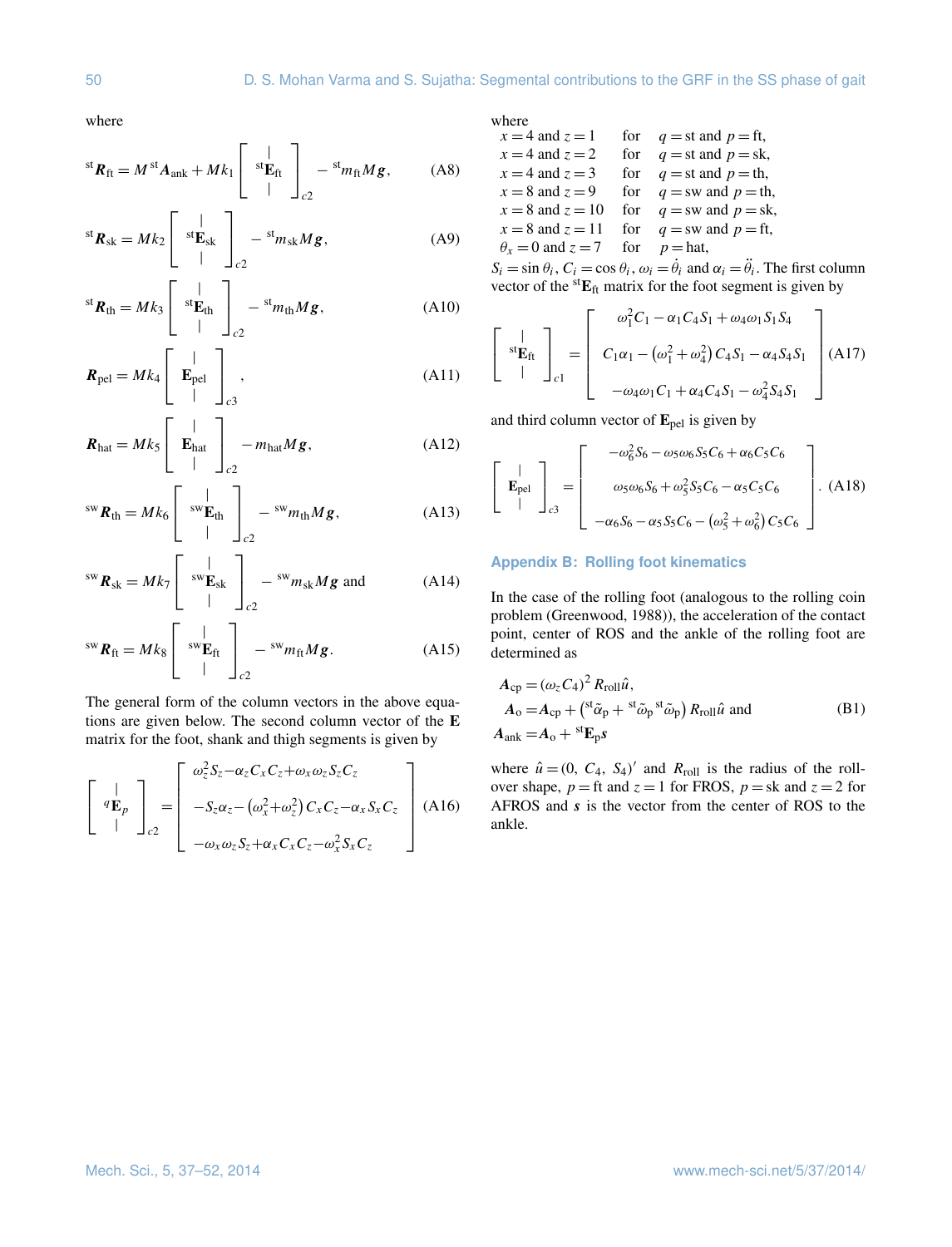where

$$ {}^{\mathrm{st}}\boldsymbol{R}_{\mathrm{ft}} = M\,{}^{\mathrm{st}}\boldsymbol{A}_{\mathrm{ank}} + Mk_1 \left[ \begin{array}{c} | \\ {}^{\mathrm{st}}\mathbf{E}_{\mathrm{ft}} \\ | \end{array} \right]_{c2} - {}^{\mathrm{st}}m_{\mathrm{ft}} M\boldsymbol{g}, \tag{A8} $$

$$ {}^{\mathrm{st}}\boldsymbol{R}_{\mathrm{sk}} = Mk_2 \left[ \begin{array}{c} | \\ {}^{\mathrm{st}}\mathbf{E}_{\mathrm{sk}} \\ | \end{array} \right]_{c2} - {}^{\mathrm{st}}m_{\mathrm{sk}} M\boldsymbol{g}, \tag{A9} $$

$$ {}^{\mathrm{st}}\boldsymbol{R}_{\mathrm{th}} = Mk_3 \left[ \begin{array}{c} | \\ {}^{\mathrm{st}}\mathbf{E}_{\mathrm{th}} \\ | \end{array} \right]_{c2} - {}^{\mathrm{st}}m_{\mathrm{th}} M\boldsymbol{g}, \tag{A10} $$

$$ \boldsymbol{R}_{\mathrm{pel}} = Mk_4 \left[ \begin{array}{c} | \\ \mathbf{E}_{\mathrm{pel}} \\ | \end{array} \right]_{c3}, \tag{A11} $$

$$ \boldsymbol{R}_{\mathrm{hat}} = Mk_5 \left[ \begin{array}{c} | \\ \mathbf{E}_{\mathrm{hat}} \\ | \end{array} \right]_{c2} - m_{\mathrm{hat}} M\boldsymbol{g}, \tag{A12} $$

$$ {}^{\mathrm{sw}}\boldsymbol{R}_{\mathrm{th}} = Mk_6 \left[ \begin{array}{c} | \\ {}^{\mathrm{sw}}\mathbf{E}_{\mathrm{th}} \\ | \end{array} \right]_{c2} - {}^{\mathrm{sw}}m_{\mathrm{th}} M\boldsymbol{g}, \tag{A13} $$

$$ {}^{\mathrm{sw}}\boldsymbol{R}_{\mathrm{sk}} = Mk_7 \left[ \begin{array}{c} | \\ {}^{\mathrm{sw}}\mathbf{E}_{\mathrm{sk}} \\ | \end{array} \right]_{c2} - {}^{\mathrm{sw}}m_{\mathrm{sk}} M\boldsymbol{g} \text{ and} \tag{A14} $$

$$ {}^{\mathrm{sw}}\boldsymbol{R}_{\mathrm{ft}} = Mk_8 \left[ \begin{array}{c} | \\ {}^{\mathrm{sw}}\mathbf{E}_{\mathrm{ft}} \\ | \end{array} \right]_{c2} - {}^{\mathrm{sw}}m_{\mathrm{ft}} M\boldsymbol{g}. \tag{A15} $$

The general form of the column vectors in the above equations are given below. The second column vector of the $\mathbf{E}$ matrix for the foot, shank and thigh segments is given by

$$ \left[ \begin{array}{c} | \\ {}^{q}\mathbf{E}_{p} \\ | \end{array} \right]_{c2} = \left[ \begin{array}{c} \omega_z^2 S_z - \alpha_z C_x C_z + \omega_x \omega_z S_z C_z \\ -S_z \alpha_z - \left(\omega_x^2 + \omega_z^2\right) C_x C_z - \alpha_x S_x C_z \\ -\omega_x \omega_z S_z + \alpha_x C_x C_z - \omega_x^2 S_x C_z \end{array} \right] \tag{A16} $$

where

$x = 4$ and $z = 1$ for $q = \mathrm{st}$ and $p = \mathrm{ft}$,
$x = 4$ and $z = 2$ for $q = \mathrm{st}$ and $p = \mathrm{sk}$,
$x = 4$ and $z = 3$ for $q = \mathrm{st}$ and $p = \mathrm{th}$,
$x = 8$ and $z = 9$ for $q = \mathrm{sw}$ and $p = \mathrm{th}$,
$x = 8$ and $z = 10$ for $q = \mathrm{sw}$ and $p = \mathrm{sk}$,
$x = 8$ and $z = 11$ for $q = \mathrm{sw}$ and $p = \mathrm{ft}$,
$\theta_x = 0$ and $z = 7$ for $p = \mathrm{hat}$,

$S_i = \sin\theta_i$, $C_i = \cos\theta_i$, $\omega_i = \dot{\theta}_i$ and $\alpha_i = \ddot{\theta}_i$. The first column vector of the ${}^{\mathrm{st}}\mathbf{E}_{\mathrm{ft}}$ matrix for the foot segment is given by

$$ \left[ \begin{array}{c} | \\ {}^{\mathrm{st}}\mathbf{E}_{\mathrm{ft}} \\ | \end{array} \right]_{c1} = \left[ \begin{array}{c} \omega_1^2 C_1 - \alpha_1 C_4 S_1 + \omega_4 \omega_1 S_1 S_4 \\ C_1 \alpha_1 - \left(\omega_1^2 + \omega_4^2\right) C_4 S_1 - \alpha_4 S_4 S_1 \\ -\omega_4 \omega_1 C_1 + \alpha_4 C_4 S_1 - \omega_4^2 S_4 S_1 \end{array} \right] \tag{A17} $$

and third column vector of $\mathbf{E}_{\mathrm{pel}}$ is given by

$$ \left[ \begin{array}{c} | \\ \mathbf{E}_{\mathrm{pel}} \\ | \end{array} \right]_{c3} = \left[ \begin{array}{c} -\omega_6^2 S_6 - \omega_5 \omega_6 S_5 C_6 + \alpha_6 C_5 C_6 \\ \omega_5 \omega_6 S_6 + \omega_5^2 S_5 C_6 - \alpha_5 C_5 C_6 \\ -\alpha_6 S_6 - \alpha_5 S_5 C_6 - \left(\omega_5^2 + \omega_6^2\right) C_5 C_6 \end{array} \right]. \tag{A18} $$

## Appendix B: Rolling foot kinematics

In the case of the rolling foot (analogous to the rolling coin problem (Greenwood, 1988)), the acceleration of the contact point, center of ROS and the ankle of the rolling foot are determined as

$$ \begin{aligned} \boldsymbol{A}_{\mathrm{cp}} &= (\omega_z C_4)^2 R_{\mathrm{roll}} \hat{u}, \\ \boldsymbol{A}_{\mathrm{o}} &= \boldsymbol{A}_{\mathrm{cp}} + \left({}^{\mathrm{st}}\tilde{\alpha}_{\mathrm{p}} + {}^{\mathrm{st}}\tilde{\omega}_{\mathrm{p}}\, {}^{\mathrm{st}}\tilde{\omega}_{\mathrm{p}}\right) R_{\mathrm{roll}} \hat{u} \text{ and} \\ \boldsymbol{A}_{\mathrm{ank}} &= \boldsymbol{A}_{\mathrm{o}} + {}^{\mathrm{st}}\mathbf{E}_{\mathrm{p}} \boldsymbol{s} \end{aligned} \tag{B1} $$

where $\hat{u} = (0,\ C_4,\ S_4)'$ and $R_{\mathrm{roll}}$ is the radius of the roll-over shape, $p = \mathrm{ft}$ and $z = 1$ for FROS, $p = \mathrm{sk}$ and $z = 2$ for AFROS and $\boldsymbol{s}$ is the vector from the center of ROS to the ankle.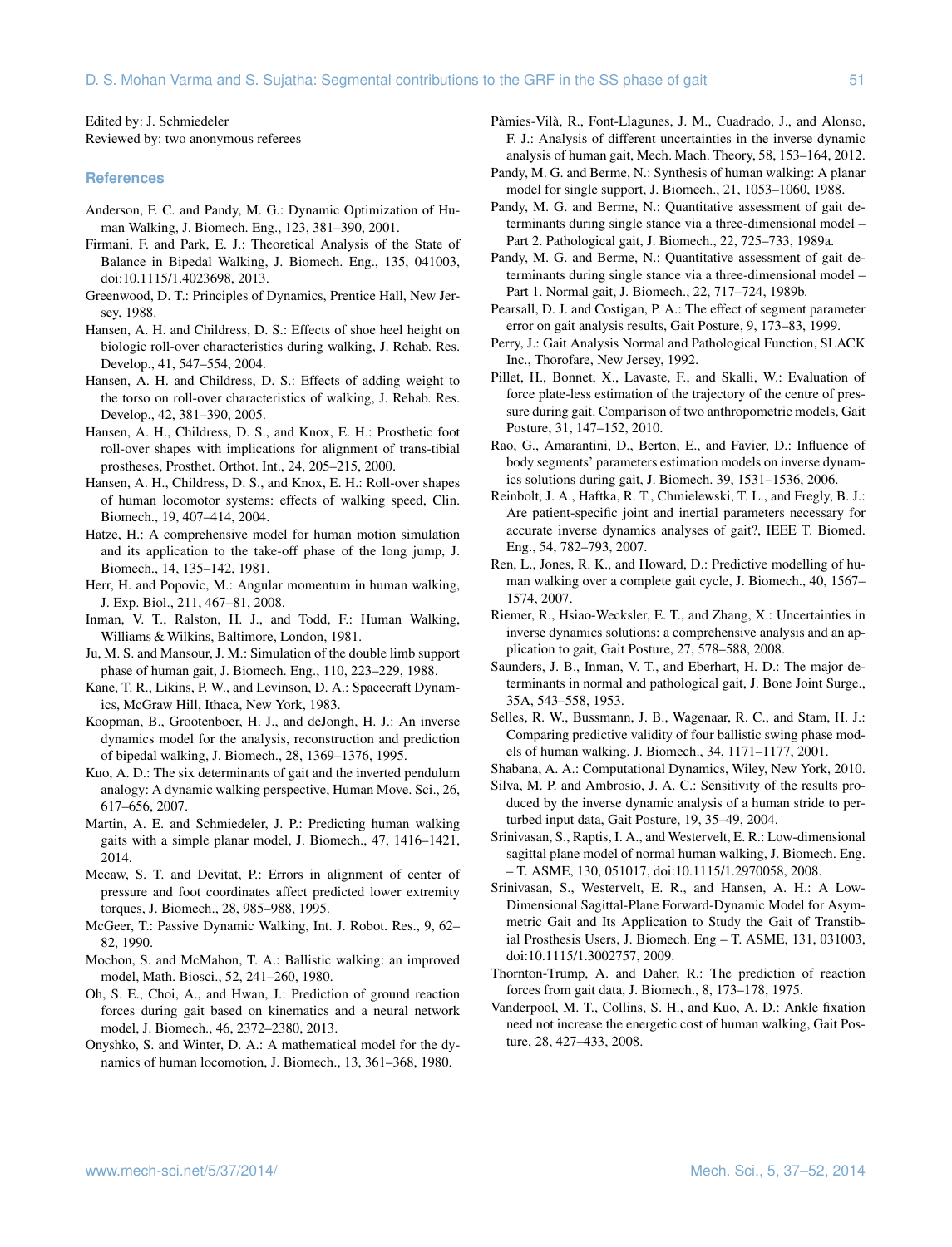Edited by: J. Schmiedeler
Reviewed by: two anonymous referees

## References

Anderson, F. C. and Pandy, M. G.: Dynamic Optimization of Human Walking, J. Biomech. Eng., 123, 381–390, 2001.

Firmani, F. and Park, E. J.: Theoretical Analysis of the State of Balance in Bipedal Walking, J. Biomech. Eng., 135, 041003, doi:10.1115/1.4023698, 2013.

Greenwood, D. T.: Principles of Dynamics, Prentice Hall, New Jersey, 1988.

Hansen, A. H. and Childress, D. S.: Effects of shoe heel height on biologic roll-over characteristics during walking, J. Rehab. Res. Develop., 41, 547–554, 2004.

Hansen, A. H. and Childress, D. S.: Effects of adding weight to the torso on roll-over characteristics of walking, J. Rehab. Res. Develop., 42, 381–390, 2005.

Hansen, A. H., Childress, D. S., and Knox, E. H.: Prosthetic foot roll-over shapes with implications for alignment of trans-tibial prostheses, Prosthet. Orthot. Int., 24, 205–215, 2000.

Hansen, A. H., Childress, D. S., and Knox, E. H.: Roll-over shapes of human locomotor systems: effects of walking speed, Clin. Biomech., 19, 407–414, 2004.

Hatze, H.: A comprehensive model for human motion simulation and its application to the take-off phase of the long jump, J. Biomech., 14, 135–142, 1981.

Herr, H. and Popovic, M.: Angular momentum in human walking, J. Exp. Biol., 211, 467–81, 2008.

Inman, V. T., Ralston, H. J., and Todd, F.: Human Walking, Williams & Wilkins, Baltimore, London, 1981.

Ju, M. S. and Mansour, J. M.: Simulation of the double limb support phase of human gait, J. Biomech. Eng., 110, 223–229, 1988.

Kane, T. R., Likins, P. W., and Levinson, D. A.: Spacecraft Dynamics, McGraw Hill, Ithaca, New York, 1983.

Koopman, B., Grootenboer, H. J., and deJongh, H. J.: An inverse dynamics model for the analysis, reconstruction and prediction of bipedal walking, J. Biomech., 28, 1369–1376, 1995.

Kuo, A. D.: The six determinants of gait and the inverted pendulum analogy: A dynamic walking perspective, Human Move. Sci., 26, 617–656, 2007.

Martin, A. E. and Schmiedeler, J. P.: Predicting human walking gaits with a simple planar model, J. Biomech., 47, 1416–1421, 2014.

Mccaw, S. T. and Devitat, P.: Errors in alignment of center of pressure and foot coordinates affect predicted lower extremity torques, J. Biomech., 28, 985–988, 1995.

McGeer, T.: Passive Dynamic Walking, Int. J. Robot. Res., 9, 62–82, 1990.

Mochon, S. and McMahon, T. A.: Ballistic walking: an improved model, Math. Biosci., 52, 241–260, 1980.

Oh, S. E., Choi, A., and Hwan, J.: Prediction of ground reaction forces during gait based on kinematics and a neural network model, J. Biomech., 46, 2372–2380, 2013.

Onyshko, S. and Winter, D. A.: A mathematical model for the dynamics of human locomotion, J. Biomech., 13, 361–368, 1980.

Pàmies-Vilà, R., Font-Llagunes, J. M., Cuadrado, J., and Alonso, F. J.: Analysis of different uncertainties in the inverse dynamic analysis of human gait, Mech. Mach. Theory, 58, 153–164, 2012.

Pandy, M. G. and Berme, N.: Synthesis of human walking: A planar model for single support, J. Biomech., 21, 1053–1060, 1988.

Pandy, M. G. and Berme, N.: Quantitative assessment of gait determinants during single stance via a three-dimensional model – Part 2. Pathological gait, J. Biomech., 22, 725–733, 1989a.

Pandy, M. G. and Berme, N.: Quantitative assessment of gait determinants during single stance via a three-dimensional model – Part 1. Normal gait, J. Biomech., 22, 717–724, 1989b.

Pearsall, D. J. and Costigan, P. A.: The effect of segment parameter error on gait analysis results, Gait Posture, 9, 173–83, 1999.

Perry, J.: Gait Analysis Normal and Pathological Function, SLACK Inc., Thorofare, New Jersey, 1992.

Pillet, H., Bonnet, X., Lavaste, F., and Skalli, W.: Evaluation of force plate-less estimation of the trajectory of the centre of pressure during gait. Comparison of two anthropometric models, Gait Posture, 31, 147–152, 2010.

Rao, G., Amarantini, D., Berton, E., and Favier, D.: Influence of body segments' parameters estimation models on inverse dynamics solutions during gait, J. Biomech. 39, 1531–1536, 2006.

Reinbolt, J. A., Haftka, R. T., Chmielewski, T. L., and Fregly, B. J.: Are patient-specific joint and inertial parameters necessary for accurate inverse dynamics analyses of gait?, IEEE T. Biomed. Eng., 54, 782–793, 2007.

Ren, L., Jones, R. K., and Howard, D.: Predictive modelling of human walking over a complete gait cycle, J. Biomech., 40, 1567–1574, 2007.

Riemer, R., Hsiao-Wecksler, E. T., and Zhang, X.: Uncertainties in inverse dynamics solutions: a comprehensive analysis and an application to gait, Gait Posture, 27, 578–588, 2008.

Saunders, J. B., Inman, V. T., and Eberhart, H. D.: The major determinants in normal and pathological gait, J. Bone Joint Surge., 35A, 543–558, 1953.

Selles, R. W., Bussmann, J. B., Wagenaar, R. C., and Stam, H. J.: Comparing predictive validity of four ballistic swing phase models of human walking, J. Biomech., 34, 1171–1177, 2001.

Shabana, A. A.: Computational Dynamics, Wiley, New York, 2010.

Silva, M. P. and Ambrosio, J. A. C.: Sensitivity of the results produced by the inverse dynamic analysis of a human stride to perturbed input data, Gait Posture, 19, 35–49, 2004.

Srinivasan, S., Raptis, I. A., and Westervelt, E. R.: Low-dimensional sagittal plane model of normal human walking, J. Biomech. Eng. – T. ASME, 130, 051017, doi:10.1115/1.2970058, 2008.

Srinivasan, S., Westervelt, E. R., and Hansen, A. H.: A Low-Dimensional Sagittal-Plane Forward-Dynamic Model for Asymmetric Gait and Its Application to Study the Gait of Transtibial Prosthesis Users, J. Biomech. Eng – T. ASME, 131, 031003, doi:10.1115/1.3002757, 2009.

Thornton-Trump, A. and Daher, R.: The prediction of reaction forces from gait data, J. Biomech., 8, 173–178, 1975.

Vanderpool, M. T., Collins, S. H., and Kuo, A. D.: Ankle fixation need not increase the energetic cost of human walking, Gait Posture, 28, 427–433, 2008.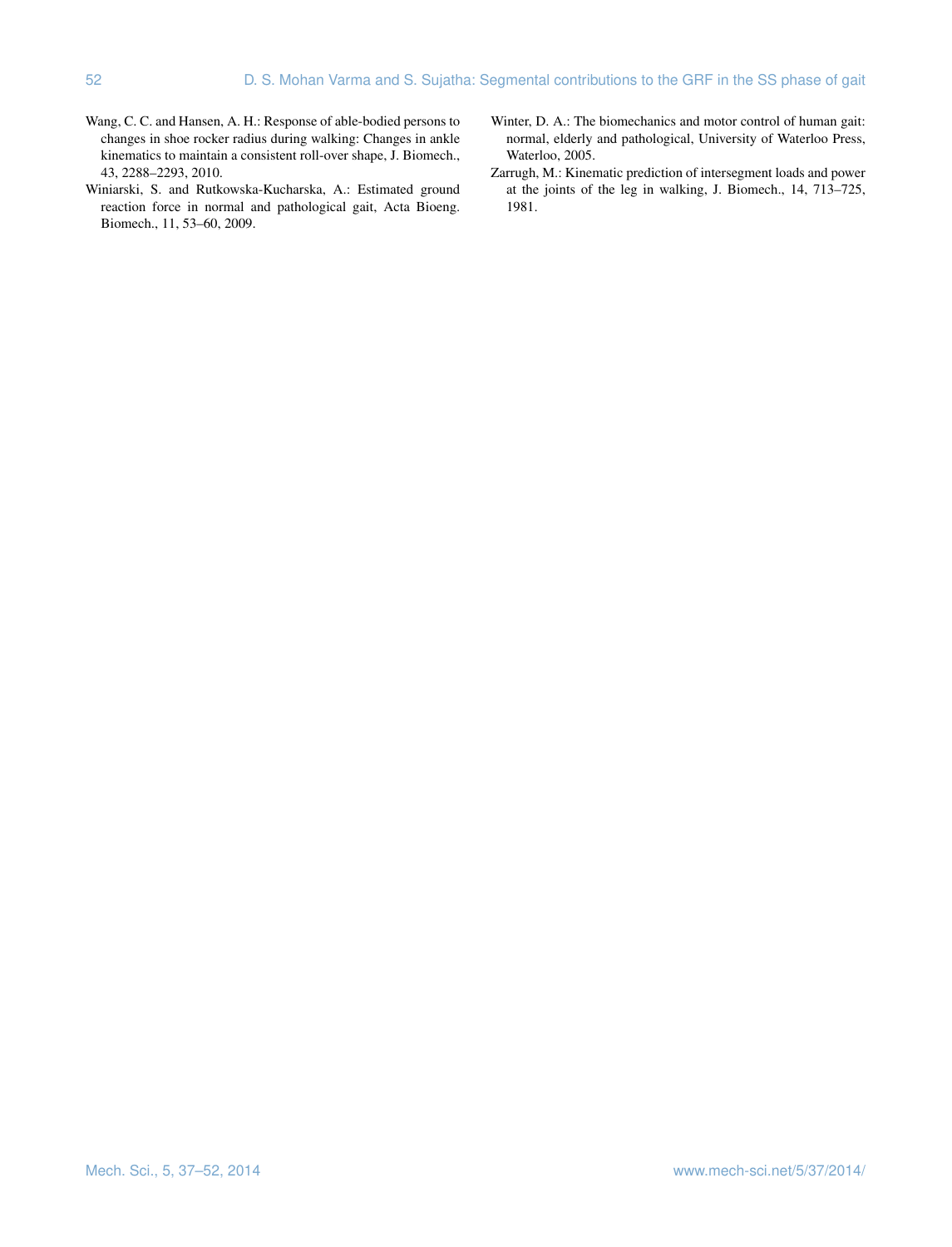Wang, C. C. and Hansen, A. H.: Response of able-bodied persons to changes in shoe rocker radius during walking: Changes in ankle kinematics to maintain a consistent roll-over shape, J. Biomech., 43, 2288–2293, 2010.

Winiarski, S. and Rutkowska-Kucharska, A.: Estimated ground reaction force in normal and pathological gait, Acta Bioeng. Biomech., 11, 53–60, 2009.

Winter, D. A.: The biomechanics and motor control of human gait: normal, elderly and pathological, University of Waterloo Press, Waterloo, 2005.

Zarrugh, M.: Kinematic prediction of intersegment loads and power at the joints of the leg in walking, J. Biomech., 14, 713–725, 1981.